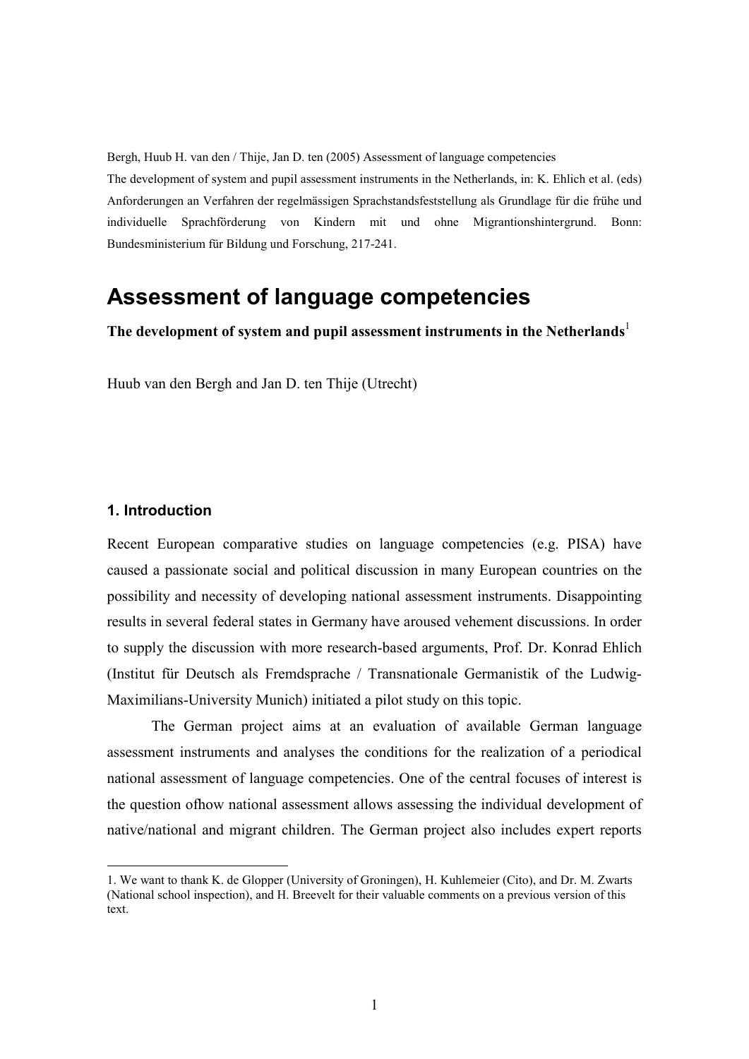Bergh, Huub H. van den / Thije, Jan D. ten (2005) Assessment of language competencies
The development of system and pupil assessment instruments in the Netherlands, in: K. Ehlich et al. (eds) Anforderungen an Verfahren der regelmässigen Sprachstandsfeststellung als Grundlage für die frühe und individuelle Sprachförderung von Kindern mit und ohne Migrantionshintergrund. Bonn: Bundesministerium für Bildung und Forschung, 217-241.

# Assessment of language competencies

**The development of system and pupil assessment instruments in the Netherlands**[1]

Huub van den Bergh and Jan D. ten Thije (Utrecht)

## 1. Introduction

Recent European comparative studies on language competencies (e.g. PISA) have caused a passionate social and political discussion in many European countries on the possibility and necessity of developing national assessment instruments. Disappointing results in several federal states in Germany have aroused vehement discussions. In order to supply the discussion with more research-based arguments, Prof. Dr. Konrad Ehlich (Institut für Deutsch als Fremdsprache / Transnationale Germanistik of the Ludwig-Maximilians-University Munich) initiated a pilot study on this topic.

The German project aims at an evaluation of available German language assessment instruments and analyses the conditions for the realization of a periodical national assessment of language competencies. One of the central focuses of interest is the question ofhow national assessment allows assessing the individual development of native/national and migrant children. The German project also includes expert reports

1. We want to thank K. de Glopper (University of Groningen), H. Kuhlemeier (Cito), and Dr. M. Zwarts (National school inspection), and H. Breevelt for their valuable comments on a previous version of this text.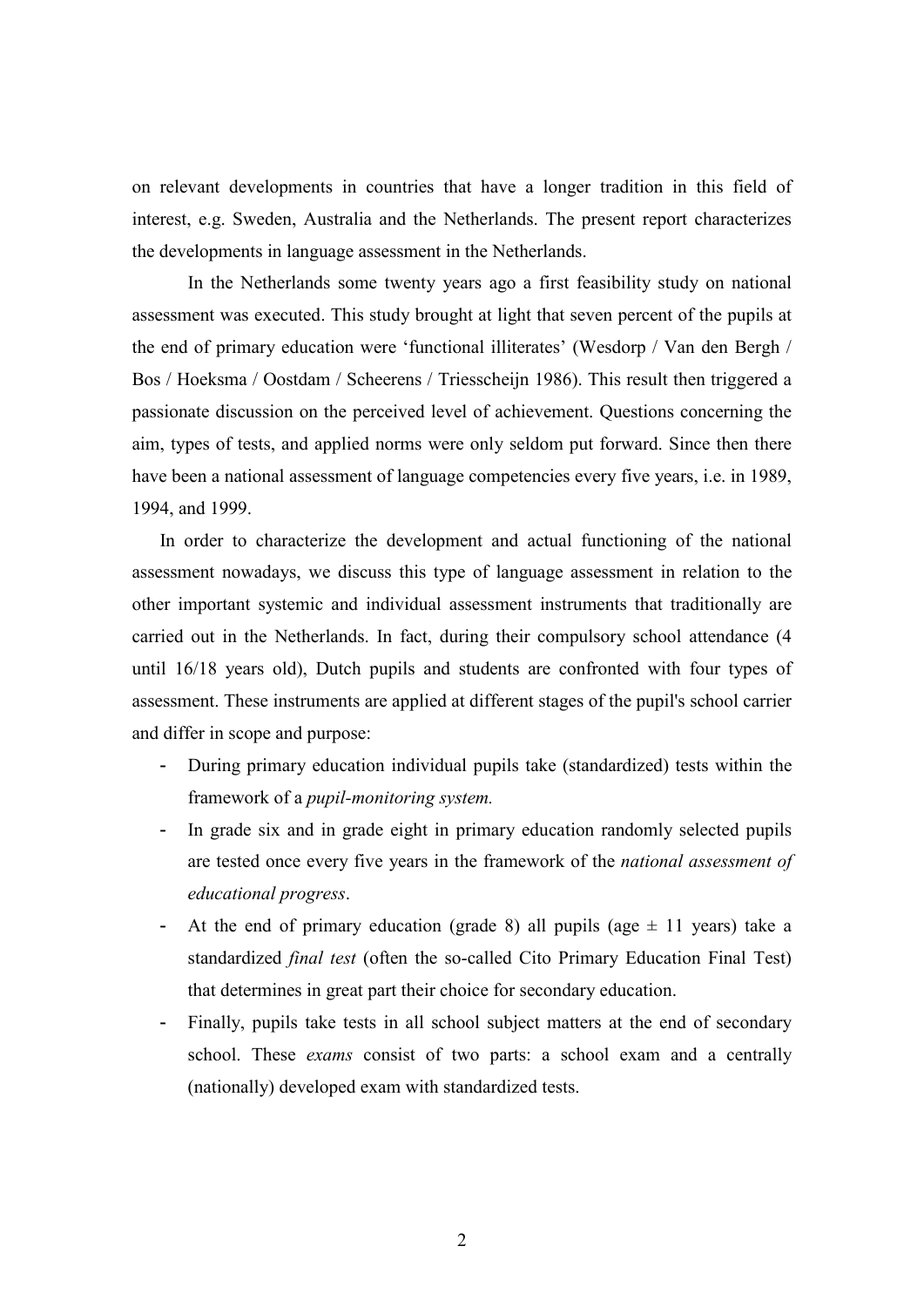on relevant developments in countries that have a longer tradition in this field of interest, e.g. Sweden, Australia and the Netherlands. The present report characterizes the developments in language assessment in the Netherlands.

In the Netherlands some twenty years ago a first feasibility study on national assessment was executed. This study brought at light that seven percent of the pupils at the end of primary education were 'functional illiterates' (Wesdorp / Van den Bergh / Bos / Hoeksma / Oostdam / Scheerens / Triesscheijn 1986). This result then triggered a passionate discussion on the perceived level of achievement. Questions concerning the aim, types of tests, and applied norms were only seldom put forward. Since then there have been a national assessment of language competencies every five years, i.e. in 1989, 1994, and 1999.

In order to characterize the development and actual functioning of the national assessment nowadays, we discuss this type of language assessment in relation to the other important systemic and individual assessment instruments that traditionally are carried out in the Netherlands. In fact, during their compulsory school attendance (4 until 16/18 years old), Dutch pupils and students are confronted with four types of assessment. These instruments are applied at different stages of the pupil's school carrier and differ in scope and purpose:

- During primary education individual pupils take (standardized) tests within the framework of a *pupil-monitoring system.*
- In grade six and in grade eight in primary education randomly selected pupils are tested once every five years in the framework of the *national assessment of educational progress*.
- At the end of primary education (grade 8) all pupils (age ± 11 years) take a standardized *final test* (often the so-called Cito Primary Education Final Test) that determines in great part their choice for secondary education.
- Finally, pupils take tests in all school subject matters at the end of secondary school. These *exams* consist of two parts: a school exam and a centrally (nationally) developed exam with standardized tests.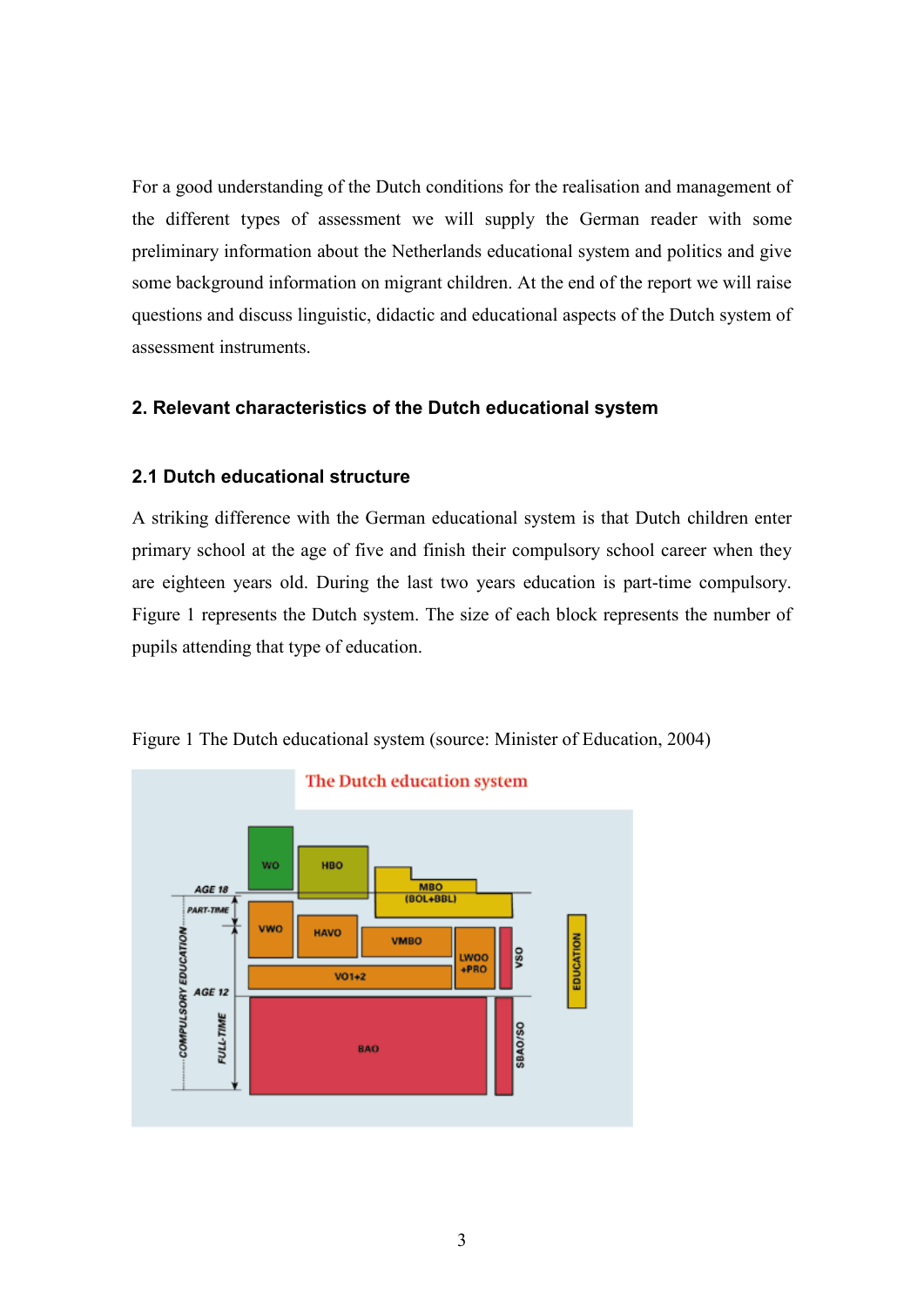For a good understanding of the Dutch conditions for the realisation and management of the different types of assessment we will supply the German reader with some preliminary information about the Netherlands educational system and politics and give some background information on migrant children. At the end of the report we will raise questions and discuss linguistic, didactic and educational aspects of the Dutch system of assessment instruments.

## 2. Relevant characteristics of the Dutch educational system

### 2.1 Dutch educational structure

A striking difference with the German educational system is that Dutch children enter primary school at the age of five and finish their compulsory school career when they are eighteen years old. During the last two years education is part-time compulsory. Figure 1 represents the Dutch system. The size of each block represents the number of pupils attending that type of education.

Figure 1 The Dutch educational system (source: Minister of Education, 2004)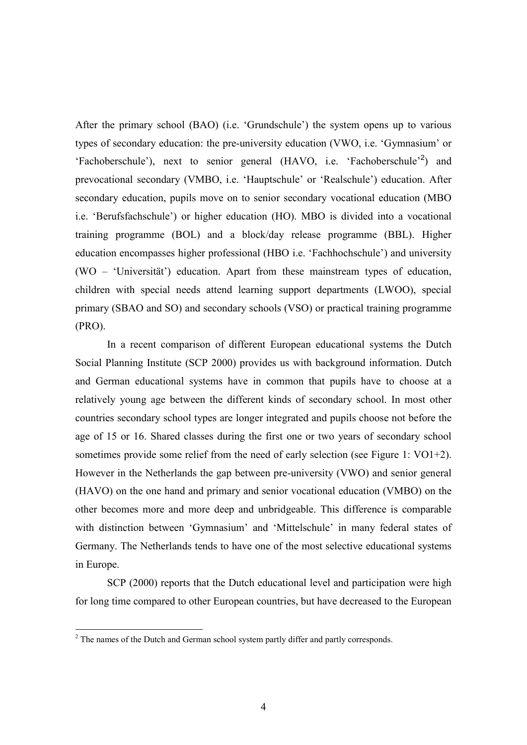After the primary school (BAO) (i.e. 'Grundschule') the system opens up to various types of secondary education: the pre-university education (VWO, i.e. 'Gymnasium' or 'Fachoberschule'), next to senior general (HAVO, i.e. 'Fachoberschule'[2]) and prevocational secondary (VMBO, i.e. 'Hauptschule' or 'Realschule') education. After secondary education, pupils move on to senior secondary vocational education (MBO i.e. 'Berufsfachschule') or higher education (HO). MBO is divided into a vocational training programme (BOL) and a block/day release programme (BBL). Higher education encompasses higher professional (HBO i.e. 'Fachhochschule') and university (WO – 'Universität') education. Apart from these mainstream types of education, children with special needs attend learning support departments (LWOO), special primary (SBAO and SO) and secondary schools (VSO) or practical training programme (PRO).

In a recent comparison of different European educational systems the Dutch Social Planning Institute (SCP 2000) provides us with background information. Dutch and German educational systems have in common that pupils have to choose at a relatively young age between the different kinds of secondary school. In most other countries secondary school types are longer integrated and pupils choose not before the age of 15 or 16. Shared classes during the first one or two years of secondary school sometimes provide some relief from the need of early selection (see Figure 1: VO1+2). However in the Netherlands the gap between pre-university (VWO) and senior general (HAVO) on the one hand and primary and senior vocational education (VMBO) on the other becomes more and more deep and unbridgeable. This difference is comparable with distinction between 'Gymnasium' and 'Mittelschule' in many federal states of Germany. The Netherlands tends to have one of the most selective educational systems in Europe.

SCP (2000) reports that the Dutch educational level and participation were high for long time compared to other European countries, but have decreased to the European

[2] The names of the Dutch and German school system partly differ and partly corresponds.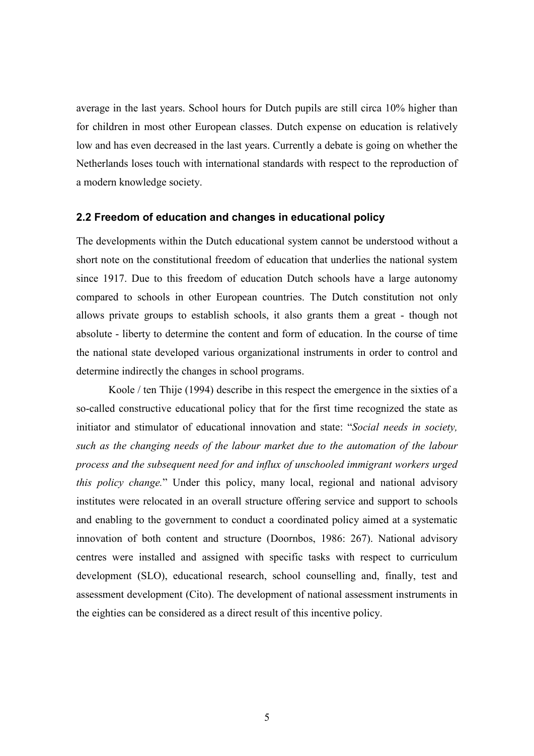average in the last years. School hours for Dutch pupils are still circa 10% higher than for children in most other European classes. Dutch expense on education is relatively low and has even decreased in the last years. Currently a debate is going on whether the Netherlands loses touch with international standards with respect to the reproduction of a modern knowledge society.

### 2.2 Freedom of education and changes in educational policy

The developments within the Dutch educational system cannot be understood without a short note on the constitutional freedom of education that underlies the national system since 1917. Due to this freedom of education Dutch schools have a large autonomy compared to schools in other European countries. The Dutch constitution not only allows private groups to establish schools, it also grants them a great - though not absolute - liberty to determine the content and form of education. In the course of time the national state developed various organizational instruments in order to control and determine indirectly the changes in school programs.

Koole / ten Thije (1994) describe in this respect the emergence in the sixties of a so-called constructive educational policy that for the first time recognized the state as initiator and stimulator of educational innovation and state: "*Social needs in society, such as the changing needs of the labour market due to the automation of the labour process and the subsequent need for and influx of unschooled immigrant workers urged this policy change.*" Under this policy, many local, regional and national advisory institutes were relocated in an overall structure offering service and support to schools and enabling to the government to conduct a coordinated policy aimed at a systematic innovation of both content and structure (Doornbos, 1986: 267). National advisory centres were installed and assigned with specific tasks with respect to curriculum development (SLO), educational research, school counselling and, finally, test and assessment development (Cito). The development of national assessment instruments in the eighties can be considered as a direct result of this incentive policy.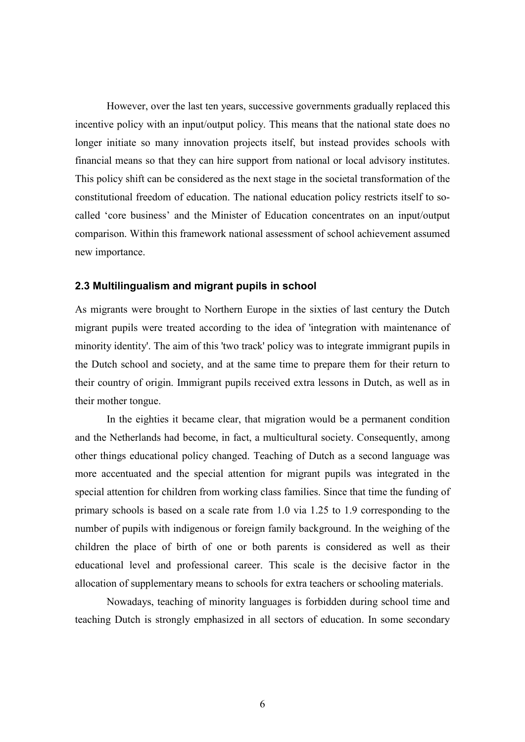However, over the last ten years, successive governments gradually replaced this incentive policy with an input/output policy. This means that the national state does no longer initiate so many innovation projects itself, but instead provides schools with financial means so that they can hire support from national or local advisory institutes. This policy shift can be considered as the next stage in the societal transformation of the constitutional freedom of education. The national education policy restricts itself to so-called 'core business' and the Minister of Education concentrates on an input/output comparison. Within this framework national assessment of school achievement assumed new importance.

### 2.3 Multilingualism and migrant pupils in school

As migrants were brought to Northern Europe in the sixties of last century the Dutch migrant pupils were treated according to the idea of 'integration with maintenance of minority identity'. The aim of this 'two track' policy was to integrate immigrant pupils in the Dutch school and society, and at the same time to prepare them for their return to their country of origin. Immigrant pupils received extra lessons in Dutch, as well as in their mother tongue.

In the eighties it became clear, that migration would be a permanent condition and the Netherlands had become, in fact, a multicultural society. Consequently, among other things educational policy changed. Teaching of Dutch as a second language was more accentuated and the special attention for migrant pupils was integrated in the special attention for children from working class families. Since that time the funding of primary schools is based on a scale rate from 1.0 via 1.25 to 1.9 corresponding to the number of pupils with indigenous or foreign family background. In the weighing of the children the place of birth of one or both parents is considered as well as their educational level and professional career. This scale is the decisive factor in the allocation of supplementary means to schools for extra teachers or schooling materials.

Nowadays, teaching of minority languages is forbidden during school time and teaching Dutch is strongly emphasized in all sectors of education. In some secondary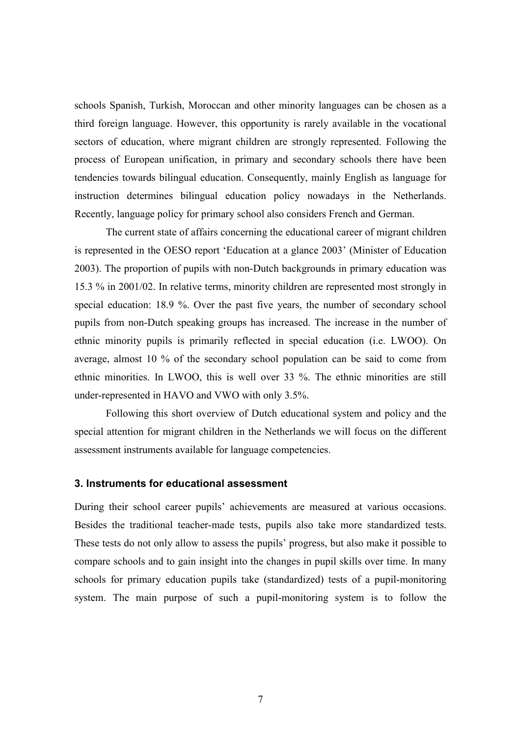schools Spanish, Turkish, Moroccan and other minority languages can be chosen as a third foreign language. However, this opportunity is rarely available in the vocational sectors of education, where migrant children are strongly represented. Following the process of European unification, in primary and secondary schools there have been tendencies towards bilingual education. Consequently, mainly English as language for instruction determines bilingual education policy nowadays in the Netherlands. Recently, language policy for primary school also considers French and German.

The current state of affairs concerning the educational career of migrant children is represented in the OESO report 'Education at a glance 2003' (Minister of Education 2003). The proportion of pupils with non-Dutch backgrounds in primary education was 15.3 % in 2001/02. In relative terms, minority children are represented most strongly in special education: 18.9 %. Over the past five years, the number of secondary school pupils from non-Dutch speaking groups has increased. The increase in the number of ethnic minority pupils is primarily reflected in special education (i.e. LWOO). On average, almost 10 % of the secondary school population can be said to come from ethnic minorities. In LWOO, this is well over 33 %. The ethnic minorities are still under-represented in HAVO and VWO with only 3.5%.

Following this short overview of Dutch educational system and policy and the special attention for migrant children in the Netherlands we will focus on the different assessment instruments available for language competencies.

## 3. Instruments for educational assessment

During their school career pupils' achievements are measured at various occasions. Besides the traditional teacher-made tests, pupils also take more standardized tests. These tests do not only allow to assess the pupils' progress, but also make it possible to compare schools and to gain insight into the changes in pupil skills over time. In many schools for primary education pupils take (standardized) tests of a pupil-monitoring system. The main purpose of such a pupil-monitoring system is to follow the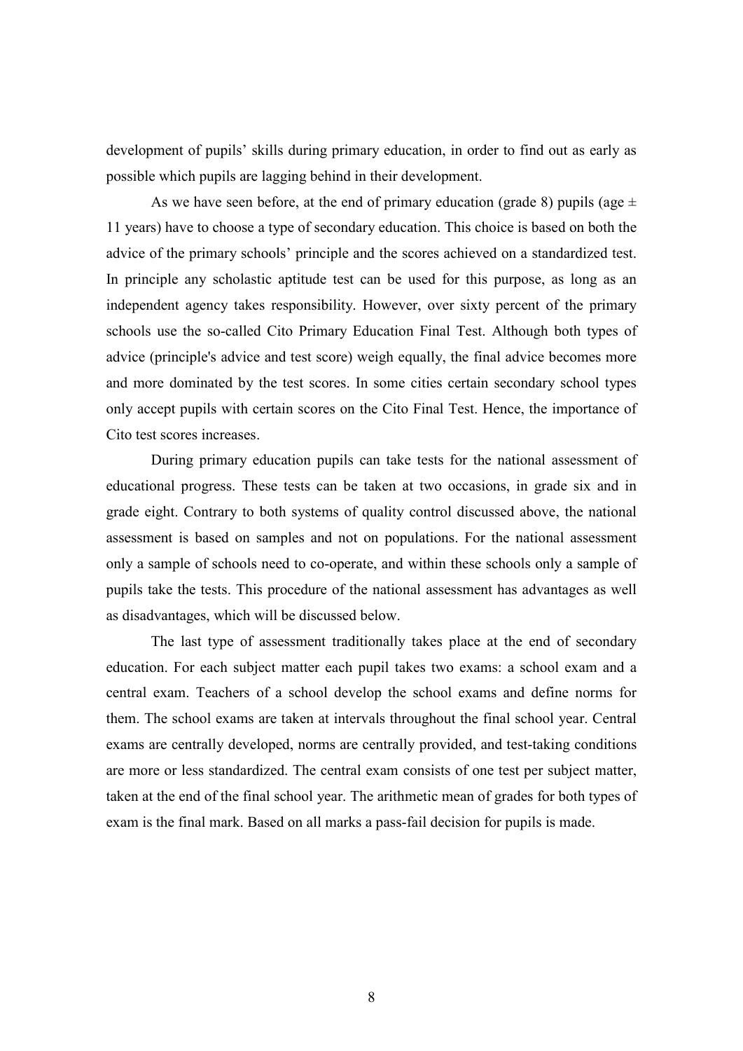development of pupils' skills during primary education, in order to find out as early as possible which pupils are lagging behind in their development.

As we have seen before, at the end of primary education (grade 8) pupils (age ± 11 years) have to choose a type of secondary education. This choice is based on both the advice of the primary schools' principle and the scores achieved on a standardized test. In principle any scholastic aptitude test can be used for this purpose, as long as an independent agency takes responsibility. However, over sixty percent of the primary schools use the so-called Cito Primary Education Final Test. Although both types of advice (principle's advice and test score) weigh equally, the final advice becomes more and more dominated by the test scores. In some cities certain secondary school types only accept pupils with certain scores on the Cito Final Test. Hence, the importance of Cito test scores increases.

During primary education pupils can take tests for the national assessment of educational progress. These tests can be taken at two occasions, in grade six and in grade eight. Contrary to both systems of quality control discussed above, the national assessment is based on samples and not on populations. For the national assessment only a sample of schools need to co-operate, and within these schools only a sample of pupils take the tests. This procedure of the national assessment has advantages as well as disadvantages, which will be discussed below.

The last type of assessment traditionally takes place at the end of secondary education. For each subject matter each pupil takes two exams: a school exam and a central exam. Teachers of a school develop the school exams and define norms for them. The school exams are taken at intervals throughout the final school year. Central exams are centrally developed, norms are centrally provided, and test-taking conditions are more or less standardized. The central exam consists of one test per subject matter, taken at the end of the final school year. The arithmetic mean of grades for both types of exam is the final mark. Based on all marks a pass-fail decision for pupils is made.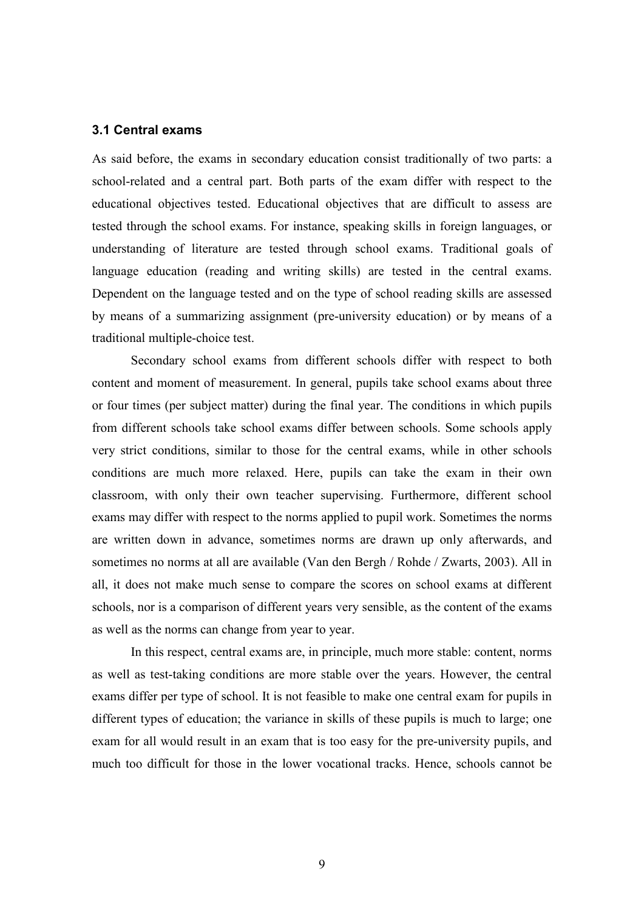### 3.1 Central exams

As said before, the exams in secondary education consist traditionally of two parts: a school-related and a central part. Both parts of the exam differ with respect to the educational objectives tested. Educational objectives that are difficult to assess are tested through the school exams. For instance, speaking skills in foreign languages, or understanding of literature are tested through school exams. Traditional goals of language education (reading and writing skills) are tested in the central exams. Dependent on the language tested and on the type of school reading skills are assessed by means of a summarizing assignment (pre-university education) or by means of a traditional multiple-choice test.

Secondary school exams from different schools differ with respect to both content and moment of measurement. In general, pupils take school exams about three or four times (per subject matter) during the final year. The conditions in which pupils from different schools take school exams differ between schools. Some schools apply very strict conditions, similar to those for the central exams, while in other schools conditions are much more relaxed. Here, pupils can take the exam in their own classroom, with only their own teacher supervising. Furthermore, different school exams may differ with respect to the norms applied to pupil work. Sometimes the norms are written down in advance, sometimes norms are drawn up only afterwards, and sometimes no norms at all are available (Van den Bergh / Rohde / Zwarts, 2003). All in all, it does not make much sense to compare the scores on school exams at different schools, nor is a comparison of different years very sensible, as the content of the exams as well as the norms can change from year to year.

In this respect, central exams are, in principle, much more stable: content, norms as well as test-taking conditions are more stable over the years. However, the central exams differ per type of school. It is not feasible to make one central exam for pupils in different types of education; the variance in skills of these pupils is much to large; one exam for all would result in an exam that is too easy for the pre-university pupils, and much too difficult for those in the lower vocational tracks. Hence, schools cannot be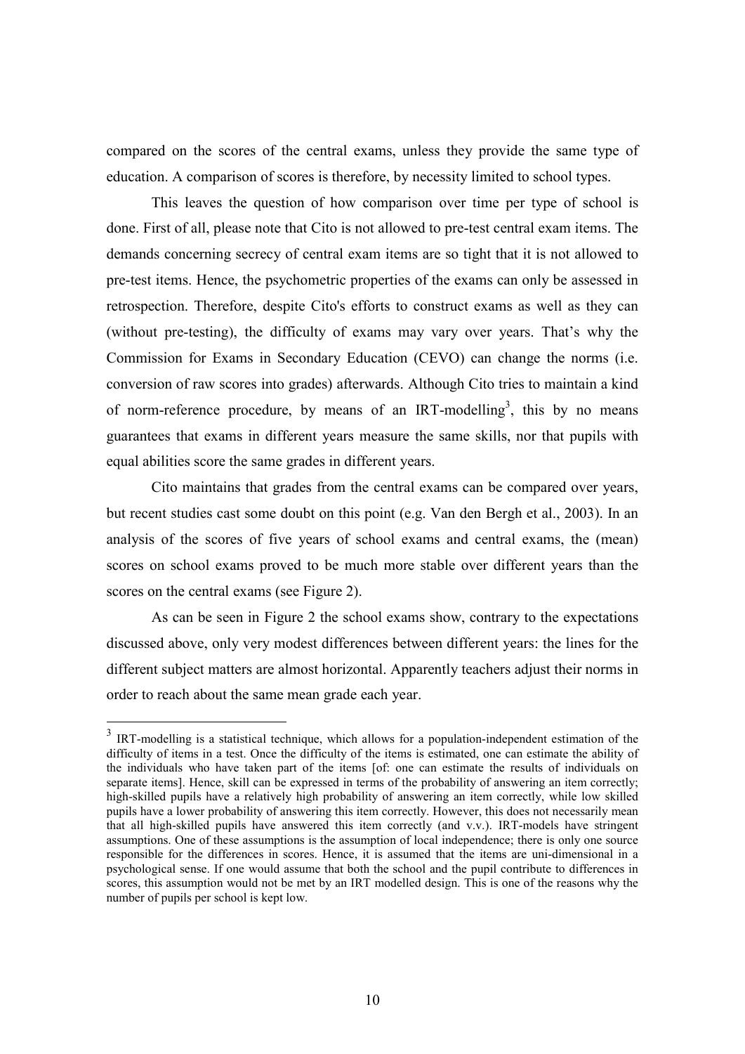compared on the scores of the central exams, unless they provide the same type of education. A comparison of scores is therefore, by necessity limited to school types.

This leaves the question of how comparison over time per type of school is done. First of all, please note that Cito is not allowed to pre-test central exam items. The demands concerning secrecy of central exam items are so tight that it is not allowed to pre-test items. Hence, the psychometric properties of the exams can only be assessed in retrospection. Therefore, despite Cito's efforts to construct exams as well as they can (without pre-testing), the difficulty of exams may vary over years. That's why the Commission for Exams in Secondary Education (CEVO) can change the norms (i.e. conversion of raw scores into grades) afterwards. Although Cito tries to maintain a kind of norm-reference procedure, by means of an IRT-modelling[3], this by no means guarantees that exams in different years measure the same skills, nor that pupils with equal abilities score the same grades in different years.

Cito maintains that grades from the central exams can be compared over years, but recent studies cast some doubt on this point (e.g. Van den Bergh et al., 2003). In an analysis of the scores of five years of school exams and central exams, the (mean) scores on school exams proved to be much more stable over different years than the scores on the central exams (see Figure 2).

As can be seen in Figure 2 the school exams show, contrary to the expectations discussed above, only very modest differences between different years: the lines for the different subject matters are almost horizontal. Apparently teachers adjust their norms in order to reach about the same mean grade each year.

---

[3] IRT-modelling is a statistical technique, which allows for a population-independent estimation of the difficulty of items in a test. Once the difficulty of the items is estimated, one can estimate the ability of the individuals who have taken part of the items [of: one can estimate the results of individuals on separate items]. Hence, skill can be expressed in terms of the probability of answering an item correctly; high-skilled pupils have a relatively high probability of answering an item correctly, while low skilled pupils have a lower probability of answering this item correctly. However, this does not necessarily mean that all high-skilled pupils have answered this item correctly (and v.v.). IRT-models have stringent assumptions. One of these assumptions is the assumption of local independence; there is only one source responsible for the differences in scores. Hence, it is assumed that the items are uni-dimensional in a psychological sense. If one would assume that both the school and the pupil contribute to differences in scores, this assumption would not be met by an IRT modelled design. This is one of the reasons why the number of pupils per school is kept low.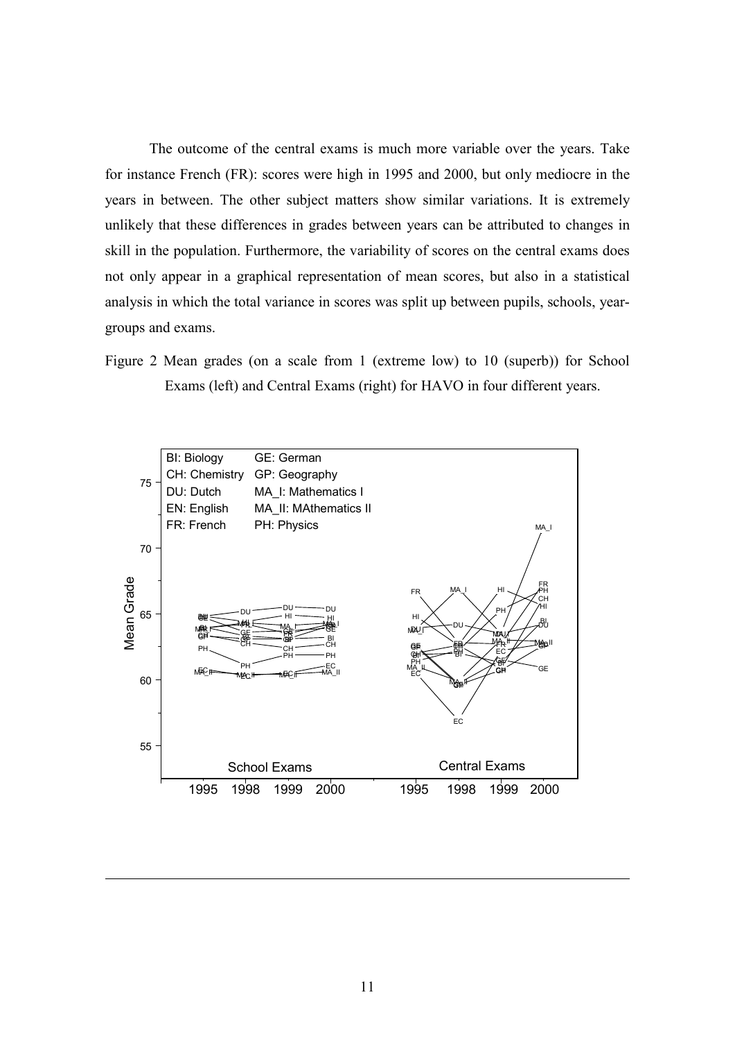The outcome of the central exams is much more variable over the years. Take for instance French (FR): scores were high in 1995 and 2000, but only mediocre in the years in between. The other subject matters show similar variations. It is extremely unlikely that these differences in grades between years can be attributed to changes in skill in the population. Furthermore, the variability of scores on the central exams does not only appear in a graphical representation of mean scores, but also in a statistical analysis in which the total variance in scores was split up between pupils, schools, year-groups and exams.

Figure 2 Mean grades (on a scale from 1 (extreme low) to 10 (superb)) for School Exams (left) and Central Exams (right) for HAVO in four different years.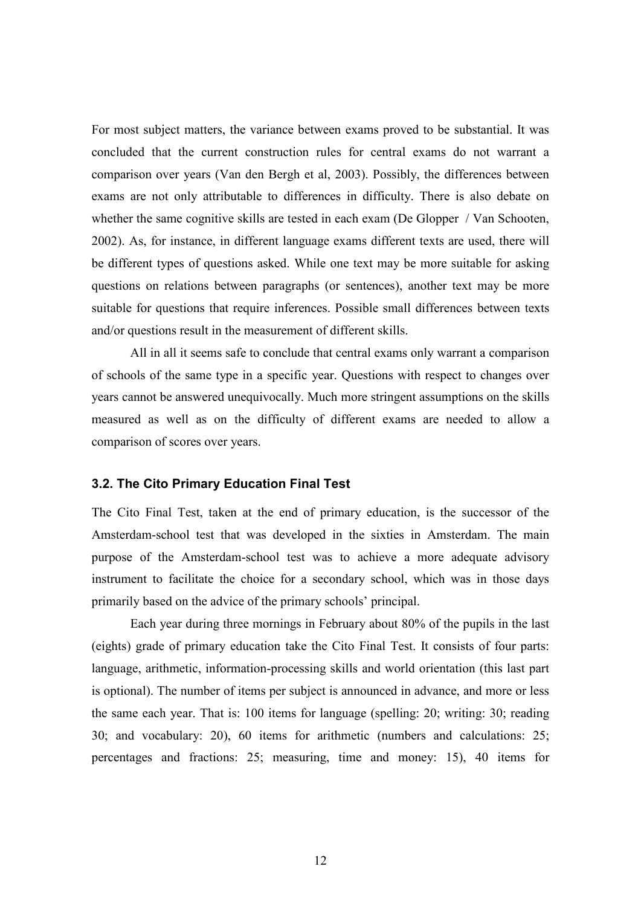For most subject matters, the variance between exams proved to be substantial. It was concluded that the current construction rules for central exams do not warrant a comparison over years (Van den Bergh et al, 2003). Possibly, the differences between exams are not only attributable to differences in difficulty. There is also debate on whether the same cognitive skills are tested in each exam (De Glopper / Van Schooten, 2002). As, for instance, in different language exams different texts are used, there will be different types of questions asked. While one text may be more suitable for asking questions on relations between paragraphs (or sentences), another text may be more suitable for questions that require inferences. Possible small differences between texts and/or questions result in the measurement of different skills.

All in all it seems safe to conclude that central exams only warrant a comparison of schools of the same type in a specific year. Questions with respect to changes over years cannot be answered unequivocally. Much more stringent assumptions on the skills measured as well as on the difficulty of different exams are needed to allow a comparison of scores over years.

### 3.2. The Cito Primary Education Final Test

The Cito Final Test, taken at the end of primary education, is the successor of the Amsterdam-school test that was developed in the sixties in Amsterdam. The main purpose of the Amsterdam-school test was to achieve a more adequate advisory instrument to facilitate the choice for a secondary school, which was in those days primarily based on the advice of the primary schools' principal.

Each year during three mornings in February about 80% of the pupils in the last (eights) grade of primary education take the Cito Final Test. It consists of four parts: language, arithmetic, information-processing skills and world orientation (this last part is optional). The number of items per subject is announced in advance, and more or less the same each year. That is: 100 items for language (spelling: 20; writing: 30; reading 30; and vocabulary: 20), 60 items for arithmetic (numbers and calculations: 25; percentages and fractions: 25; measuring, time and money: 15), 40 items for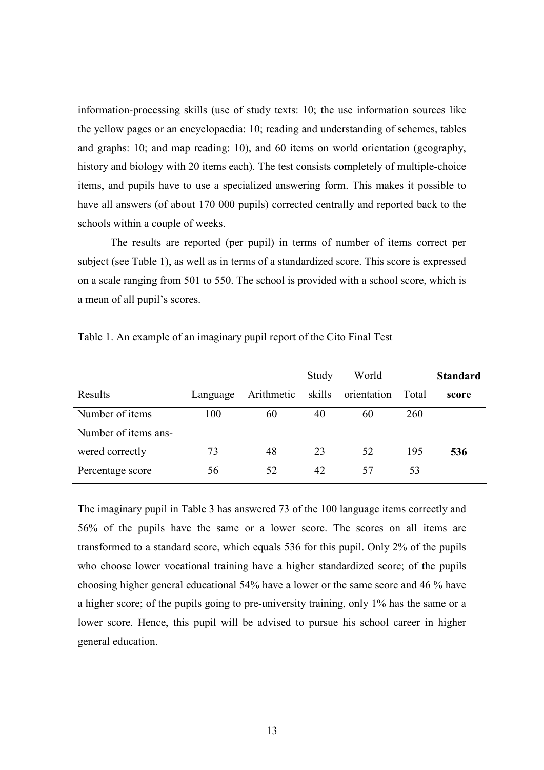information-processing skills (use of study texts: 10; the use information sources like the yellow pages or an encyclopaedia: 10; reading and understanding of schemes, tables and graphs: 10; and map reading: 10), and 60 items on world orientation (geography, history and biology with 20 items each). The test consists completely of multiple-choice items, and pupils have to use a specialized answering form. This makes it possible to have all answers (of about 170 000 pupils) corrected centrally and reported back to the schools within a couple of weeks.

The results are reported (per pupil) in terms of number of items correct per subject (see Table 1), as well as in terms of a standardized score. This score is expressed on a scale ranging from 501 to 550. The school is provided with a school score, which is a mean of all pupil's scores.

Table 1. An example of an imaginary pupil report of the Cito Final Test

| Results | Language | Arithmetic | Study skills | World orientation | Total | **Standard score** |
|---|---|---|---|---|---|---|
| Number of items | 100 | 60 | 40 | 60 | 260 | |
| Number of items answered correctly | 73 | 48 | 23 | 52 | 195 | **536** |
| Percentage score | 56 | 52 | 42 | 57 | 53 | |

The imaginary pupil in Table 3 has answered 73 of the 100 language items correctly and 56% of the pupils have the same or a lower score. The scores on all items are transformed to a standard score, which equals 536 for this pupil. Only 2% of the pupils who choose lower vocational training have a higher standardized score; of the pupils choosing higher general educational 54% have a lower or the same score and 46 % have a higher score; of the pupils going to pre-university training, only 1% has the same or a lower score. Hence, this pupil will be advised to pursue his school career in higher general education.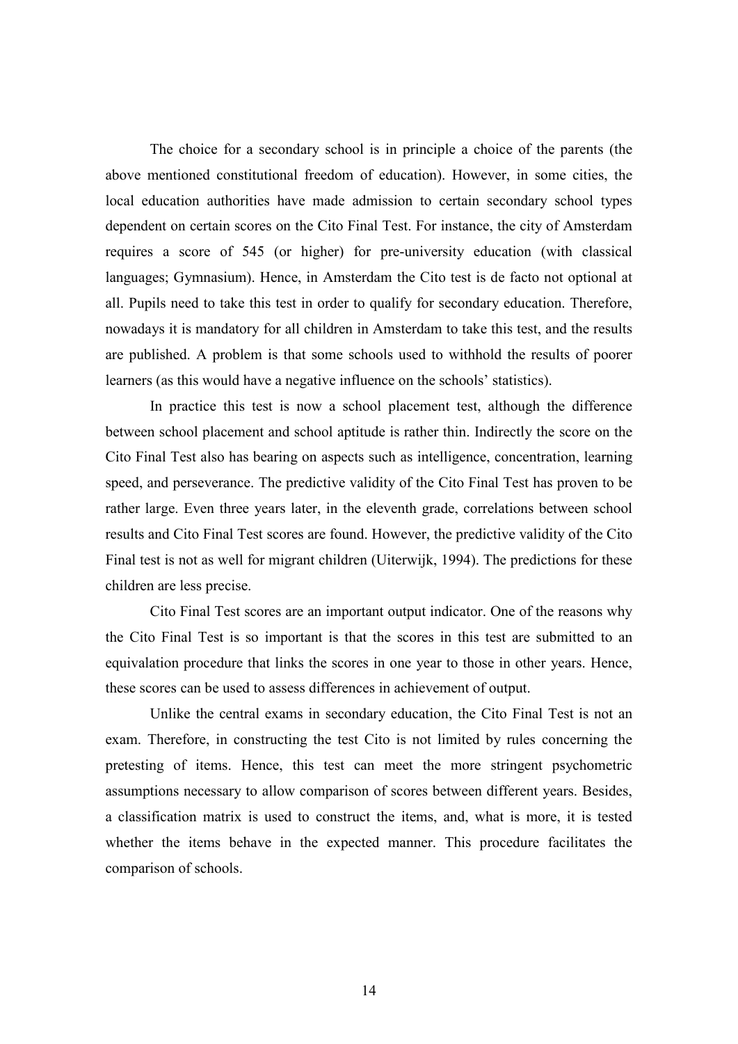The choice for a secondary school is in principle a choice of the parents (the above mentioned constitutional freedom of education). However, in some cities, the local education authorities have made admission to certain secondary school types dependent on certain scores on the Cito Final Test. For instance, the city of Amsterdam requires a score of 545 (or higher) for pre-university education (with classical languages; Gymnasium). Hence, in Amsterdam the Cito test is de facto not optional at all. Pupils need to take this test in order to qualify for secondary education. Therefore, nowadays it is mandatory for all children in Amsterdam to take this test, and the results are published. A problem is that some schools used to withhold the results of poorer learners (as this would have a negative influence on the schools' statistics).

In practice this test is now a school placement test, although the difference between school placement and school aptitude is rather thin. Indirectly the score on the Cito Final Test also has bearing on aspects such as intelligence, concentration, learning speed, and perseverance. The predictive validity of the Cito Final Test has proven to be rather large. Even three years later, in the eleventh grade, correlations between school results and Cito Final Test scores are found. However, the predictive validity of the Cito Final test is not as well for migrant children (Uiterwijk, 1994). The predictions for these children are less precise.

Cito Final Test scores are an important output indicator. One of the reasons why the Cito Final Test is so important is that the scores in this test are submitted to an equivalation procedure that links the scores in one year to those in other years. Hence, these scores can be used to assess differences in achievement of output.

Unlike the central exams in secondary education, the Cito Final Test is not an exam. Therefore, in constructing the test Cito is not limited by rules concerning the pretesting of items. Hence, this test can meet the more stringent psychometric assumptions necessary to allow comparison of scores between different years. Besides, a classification matrix is used to construct the items, and, what is more, it is tested whether the items behave in the expected manner. This procedure facilitates the comparison of schools.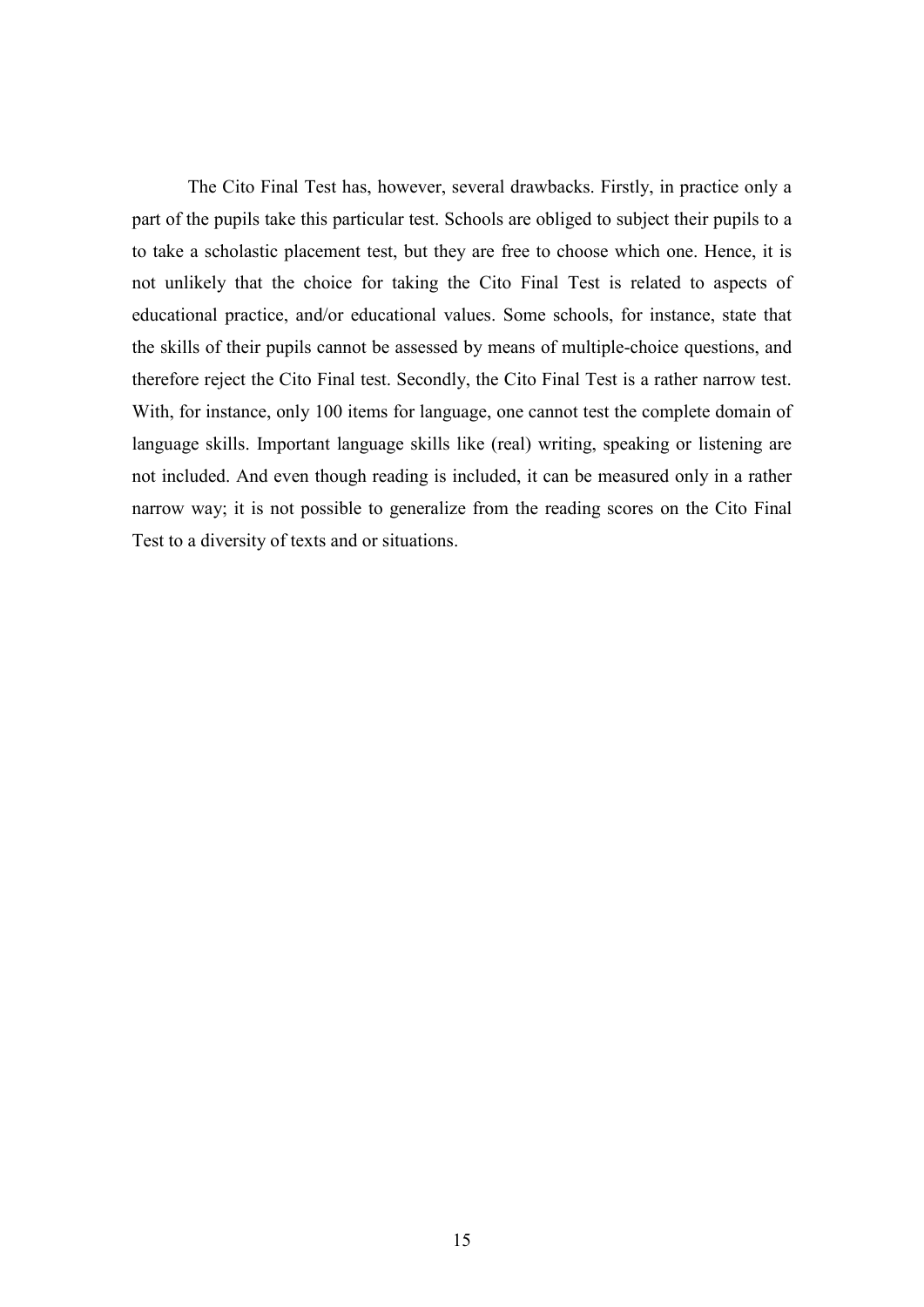The Cito Final Test has, however, several drawbacks. Firstly, in practice only a part of the pupils take this particular test. Schools are obliged to subject their pupils to a to take a scholastic placement test, but they are free to choose which one. Hence, it is not unlikely that the choice for taking the Cito Final Test is related to aspects of educational practice, and/or educational values. Some schools, for instance, state that the skills of their pupils cannot be assessed by means of multiple-choice questions, and therefore reject the Cito Final test. Secondly, the Cito Final Test is a rather narrow test. With, for instance, only 100 items for language, one cannot test the complete domain of language skills. Important language skills like (real) writing, speaking or listening are not included. And even though reading is included, it can be measured only in a rather narrow way; it is not possible to generalize from the reading scores on the Cito Final Test to a diversity of texts and or situations.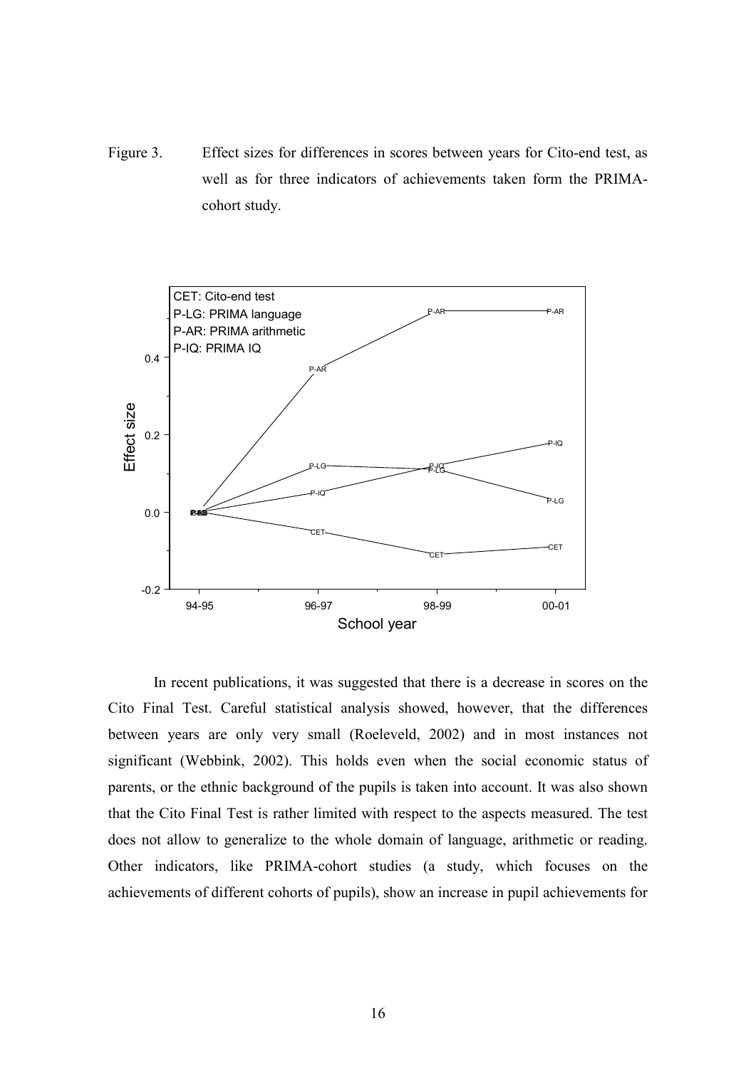Figure 3. Effect sizes for differences in scores between years for Cito-end test, as well as for three indicators of achievements taken form the PRIMA-cohort study.

In recent publications, it was suggested that there is a decrease in scores on the Cito Final Test. Careful statistical analysis showed, however, that the differences between years are only very small (Roeleveld, 2002) and in most instances not significant (Webbink, 2002). This holds even when the social economic status of parents, or the ethnic background of the pupils is taken into account. It was also shown that the Cito Final Test is rather limited with respect to the aspects measured. The test does not allow to generalize to the whole domain of language, arithmetic or reading. Other indicators, like PRIMA-cohort studies (a study, which focuses on the achievements of different cohorts of pupils), show an increase in pupil achievements for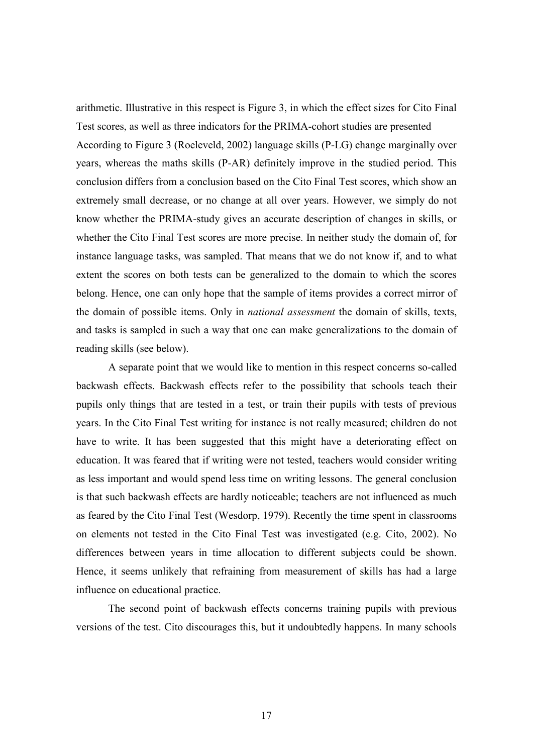arithmetic. Illustrative in this respect is Figure 3, in which the effect sizes for Cito Final Test scores, as well as three indicators for the PRIMA-cohort studies are presented According to Figure 3 (Roeleveld, 2002) language skills (P-LG) change marginally over years, whereas the maths skills (P-AR) definitely improve in the studied period. This conclusion differs from a conclusion based on the Cito Final Test scores, which show an extremely small decrease, or no change at all over years. However, we simply do not know whether the PRIMA-study gives an accurate description of changes in skills, or whether the Cito Final Test scores are more precise. In neither study the domain of, for instance language tasks, was sampled. That means that we do not know if, and to what extent the scores on both tests can be generalized to the domain to which the scores belong. Hence, one can only hope that the sample of items provides a correct mirror of the domain of possible items. Only in *national assessment* the domain of skills, texts, and tasks is sampled in such a way that one can make generalizations to the domain of reading skills (see below).

A separate point that we would like to mention in this respect concerns so-called backwash effects. Backwash effects refer to the possibility that schools teach their pupils only things that are tested in a test, or train their pupils with tests of previous years. In the Cito Final Test writing for instance is not really measured; children do not have to write. It has been suggested that this might have a deteriorating effect on education. It was feared that if writing were not tested, teachers would consider writing as less important and would spend less time on writing lessons. The general conclusion is that such backwash effects are hardly noticeable; teachers are not influenced as much as feared by the Cito Final Test (Wesdorp, 1979). Recently the time spent in classrooms on elements not tested in the Cito Final Test was investigated (e.g. Cito, 2002). No differences between years in time allocation to different subjects could be shown. Hence, it seems unlikely that refraining from measurement of skills has had a large influence on educational practice.

The second point of backwash effects concerns training pupils with previous versions of the test. Cito discourages this, but it undoubtedly happens. In many schools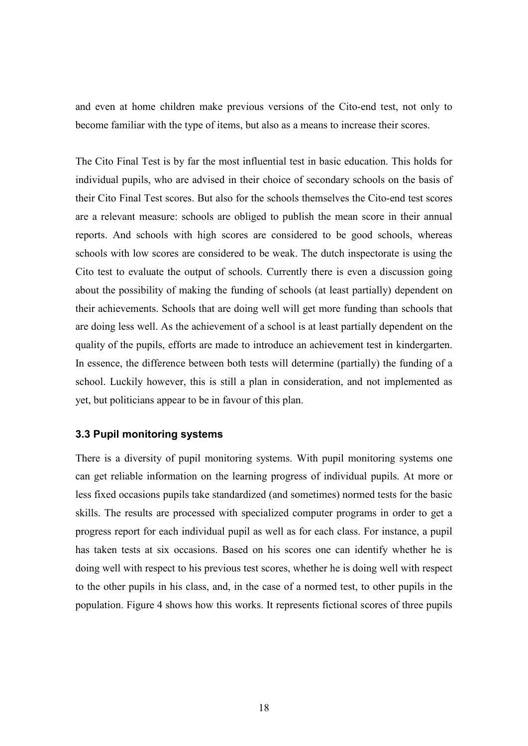and even at home children make previous versions of the Cito-end test, not only to become familiar with the type of items, but also as a means to increase their scores.

The Cito Final Test is by far the most influential test in basic education. This holds for individual pupils, who are advised in their choice of secondary schools on the basis of their Cito Final Test scores. But also for the schools themselves the Cito-end test scores are a relevant measure: schools are obliged to publish the mean score in their annual reports. And schools with high scores are considered to be good schools, whereas schools with low scores are considered to be weak. The dutch inspectorate is using the Cito test to evaluate the output of schools. Currently there is even a discussion going about the possibility of making the funding of schools (at least partially) dependent on their achievements. Schools that are doing well will get more funding than schools that are doing less well. As the achievement of a school is at least partially dependent on the quality of the pupils, efforts are made to introduce an achievement test in kindergarten. In essence, the difference between both tests will determine (partially) the funding of a school. Luckily however, this is still a plan in consideration, and not implemented as yet, but politicians appear to be in favour of this plan.

### 3.3 Pupil monitoring systems

There is a diversity of pupil monitoring systems. With pupil monitoring systems one can get reliable information on the learning progress of individual pupils. At more or less fixed occasions pupils take standardized (and sometimes) normed tests for the basic skills. The results are processed with specialized computer programs in order to get a progress report for each individual pupil as well as for each class. For instance, a pupil has taken tests at six occasions. Based on his scores one can identify whether he is doing well with respect to his previous test scores, whether he is doing well with respect to the other pupils in his class, and, in the case of a normed test, to other pupils in the population. Figure 4 shows how this works. It represents fictional scores of three pupils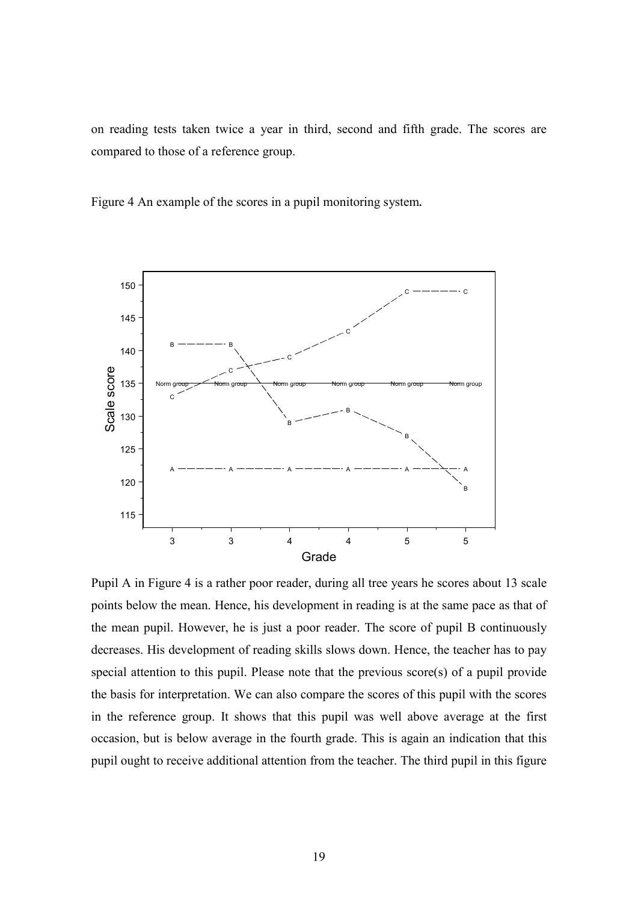on reading tests taken twice a year in third, second and fifth grade. The scores are compared to those of a reference group.

Figure 4 An example of the scores in a pupil monitoring system**.**

Pupil A in Figure 4 is a rather poor reader, during all tree years he scores about 13 scale points below the mean. Hence, his development in reading is at the same pace as that of the mean pupil. However, he is just a poor reader. The score of pupil B continuously decreases. His development of reading skills slows down. Hence, the teacher has to pay special attention to this pupil. Please note that the previous score(s) of a pupil provide the basis for interpretation. We can also compare the scores of this pupil with the scores in the reference group. It shows that this pupil was well above average at the first occasion, but is below average in the fourth grade. This is again an indication that this pupil ought to receive additional attention from the teacher. The third pupil in this figure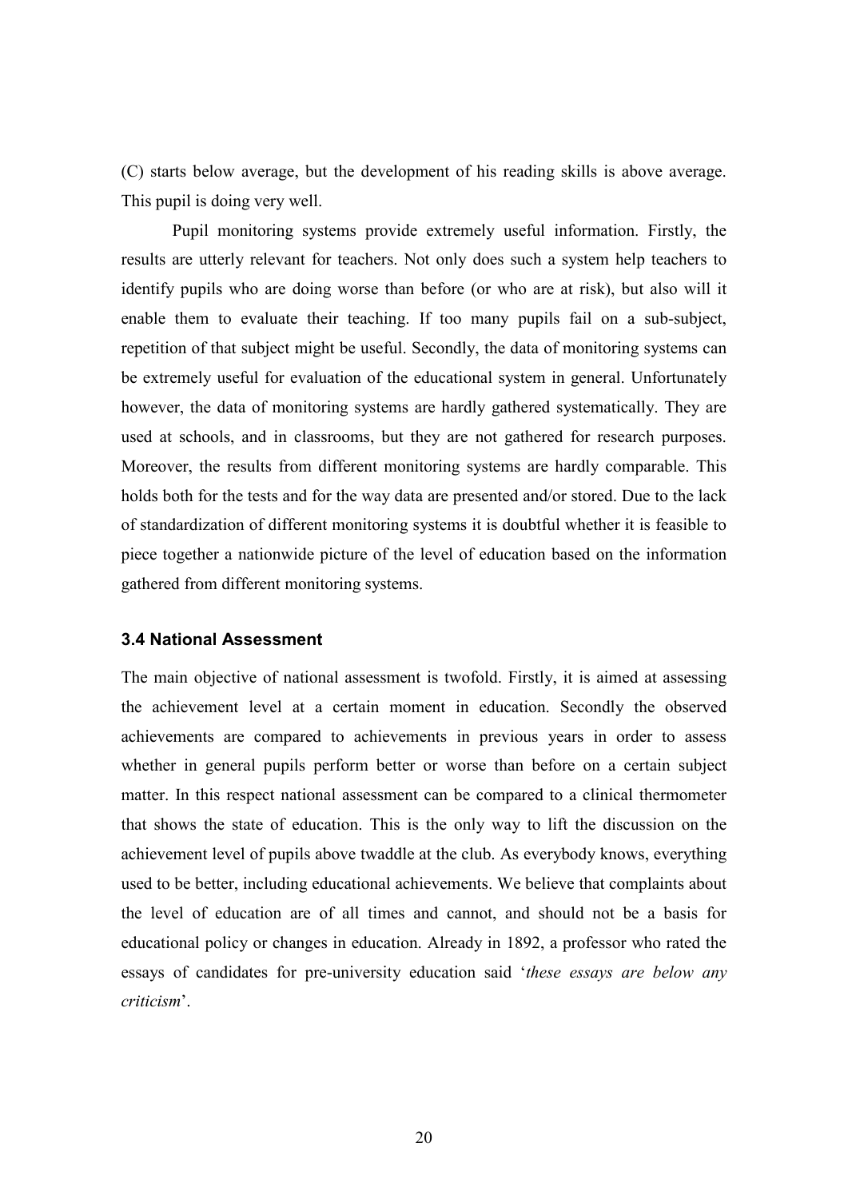(C) starts below average, but the development of his reading skills is above average. This pupil is doing very well.

Pupil monitoring systems provide extremely useful information. Firstly, the results are utterly relevant for teachers. Not only does such a system help teachers to identify pupils who are doing worse than before (or who are at risk), but also will it enable them to evaluate their teaching. If too many pupils fail on a sub-subject, repetition of that subject might be useful. Secondly, the data of monitoring systems can be extremely useful for evaluation of the educational system in general. Unfortunately however, the data of monitoring systems are hardly gathered systematically. They are used at schools, and in classrooms, but they are not gathered for research purposes. Moreover, the results from different monitoring systems are hardly comparable. This holds both for the tests and for the way data are presented and/or stored. Due to the lack of standardization of different monitoring systems it is doubtful whether it is feasible to piece together a nationwide picture of the level of education based on the information gathered from different monitoring systems.

### 3.4 National Assessment

The main objective of national assessment is twofold. Firstly, it is aimed at assessing the achievement level at a certain moment in education. Secondly the observed achievements are compared to achievements in previous years in order to assess whether in general pupils perform better or worse than before on a certain subject matter. In this respect national assessment can be compared to a clinical thermometer that shows the state of education. This is the only way to lift the discussion on the achievement level of pupils above twaddle at the club. As everybody knows, everything used to be better, including educational achievements. We believe that complaints about the level of education are of all times and cannot, and should not be a basis for educational policy or changes in education. Already in 1892, a professor who rated the essays of candidates for pre-university education said '*these essays are below any criticism*'.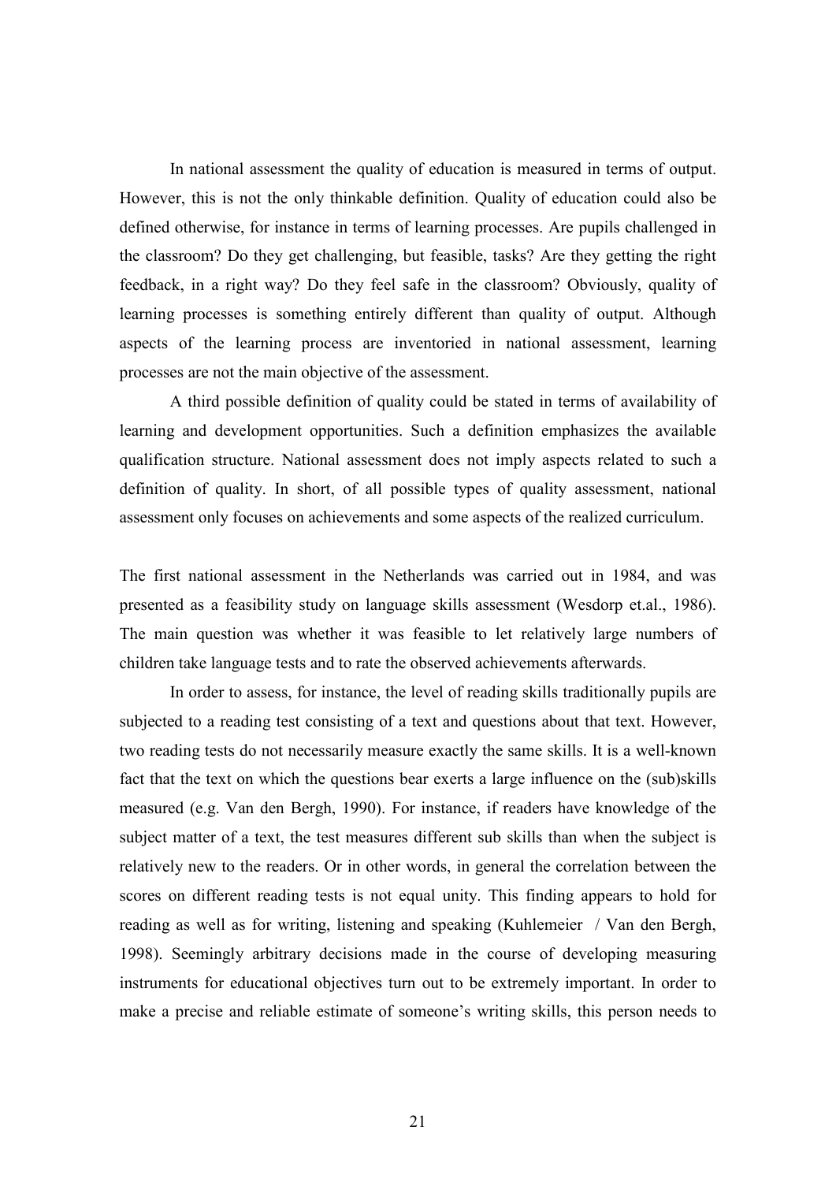In national assessment the quality of education is measured in terms of output. However, this is not the only thinkable definition. Quality of education could also be defined otherwise, for instance in terms of learning processes. Are pupils challenged in the classroom? Do they get challenging, but feasible, tasks? Are they getting the right feedback, in a right way? Do they feel safe in the classroom? Obviously, quality of learning processes is something entirely different than quality of output. Although aspects of the learning process are inventoried in national assessment, learning processes are not the main objective of the assessment.

A third possible definition of quality could be stated in terms of availability of learning and development opportunities. Such a definition emphasizes the available qualification structure. National assessment does not imply aspects related to such a definition of quality. In short, of all possible types of quality assessment, national assessment only focuses on achievements and some aspects of the realized curriculum.

The first national assessment in the Netherlands was carried out in 1984, and was presented as a feasibility study on language skills assessment (Wesdorp et.al., 1986). The main question was whether it was feasible to let relatively large numbers of children take language tests and to rate the observed achievements afterwards.

In order to assess, for instance, the level of reading skills traditionally pupils are subjected to a reading test consisting of a text and questions about that text. However, two reading tests do not necessarily measure exactly the same skills. It is a well-known fact that the text on which the questions bear exerts a large influence on the (sub)skills measured (e.g. Van den Bergh, 1990). For instance, if readers have knowledge of the subject matter of a text, the test measures different sub skills than when the subject is relatively new to the readers. Or in other words, in general the correlation between the scores on different reading tests is not equal unity. This finding appears to hold for reading as well as for writing, listening and speaking (Kuhlemeier / Van den Bergh, 1998). Seemingly arbitrary decisions made in the course of developing measuring instruments for educational objectives turn out to be extremely important. In order to make a precise and reliable estimate of someone's writing skills, this person needs to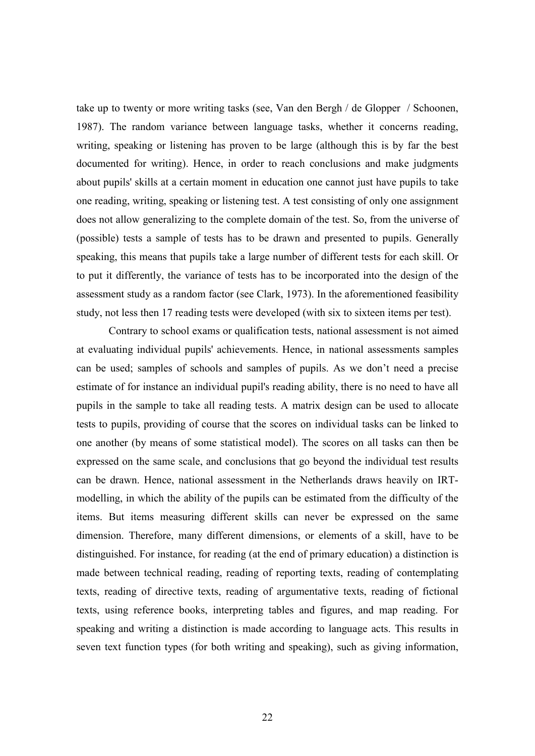take up to twenty or more writing tasks (see, Van den Bergh / de Glopper / Schoonen, 1987). The random variance between language tasks, whether it concerns reading, writing, speaking or listening has proven to be large (although this is by far the best documented for writing). Hence, in order to reach conclusions and make judgments about pupils' skills at a certain moment in education one cannot just have pupils to take one reading, writing, speaking or listening test. A test consisting of only one assignment does not allow generalizing to the complete domain of the test. So, from the universe of (possible) tests a sample of tests has to be drawn and presented to pupils. Generally speaking, this means that pupils take a large number of different tests for each skill. Or to put it differently, the variance of tests has to be incorporated into the design of the assessment study as a random factor (see Clark, 1973). In the aforementioned feasibility study, not less then 17 reading tests were developed (with six to sixteen items per test).

Contrary to school exams or qualification tests, national assessment is not aimed at evaluating individual pupils' achievements. Hence, in national assessments samples can be used; samples of schools and samples of pupils. As we don't need a precise estimate of for instance an individual pupil's reading ability, there is no need to have all pupils in the sample to take all reading tests. A matrix design can be used to allocate tests to pupils, providing of course that the scores on individual tasks can be linked to one another (by means of some statistical model). The scores on all tasks can then be expressed on the same scale, and conclusions that go beyond the individual test results can be drawn. Hence, national assessment in the Netherlands draws heavily on IRT-modelling, in which the ability of the pupils can be estimated from the difficulty of the items. But items measuring different skills can never be expressed on the same dimension. Therefore, many different dimensions, or elements of a skill, have to be distinguished. For instance, for reading (at the end of primary education) a distinction is made between technical reading, reading of reporting texts, reading of contemplating texts, reading of directive texts, reading of argumentative texts, reading of fictional texts, using reference books, interpreting tables and figures, and map reading. For speaking and writing a distinction is made according to language acts. This results in seven text function types (for both writing and speaking), such as giving information,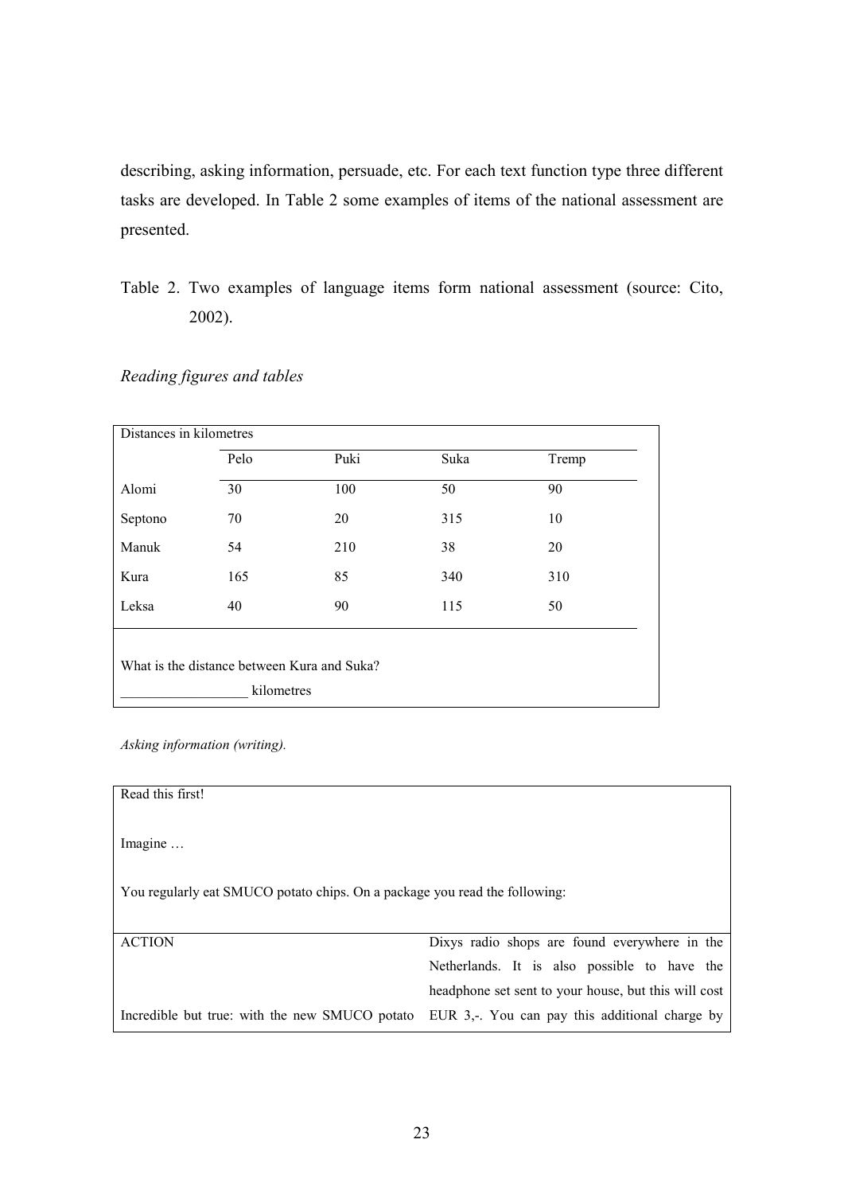describing, asking information, persuade, etc. For each text function type three different tasks are developed. In Table 2 some examples of items of the national assessment are presented.

Table 2. Two examples of language items form national assessment (source: Cito, 2002).

*Reading figures and tables*

Distances in kilometres

| | Pelo | Puki | Suka | Tremp |
|---|---|---|---|---|
| Alomi | 30 | 100 | 50 | 90 |
| Septono | 70 | 20 | 315 | 10 |
| Manuk | 54 | 210 | 38 | 20 |
| Kura | 165 | 85 | 340 | 310 |
| Leksa | 40 | 90 | 115 | 50 |

What is the distance between Kura and Suka?

__________________ kilometres

*Asking information (writing).*

Read this first!

Imagine …

You regularly eat SMUCO potato chips. On a package you read the following:

| ACTION | Dixys radio shops are found everywhere in the Netherlands. It is also possible to have the headphone set sent to your house, but this will cost |
|---|---|
| Incredible but true: with the new SMUCO potato | EUR 3,-. You can pay this additional charge by |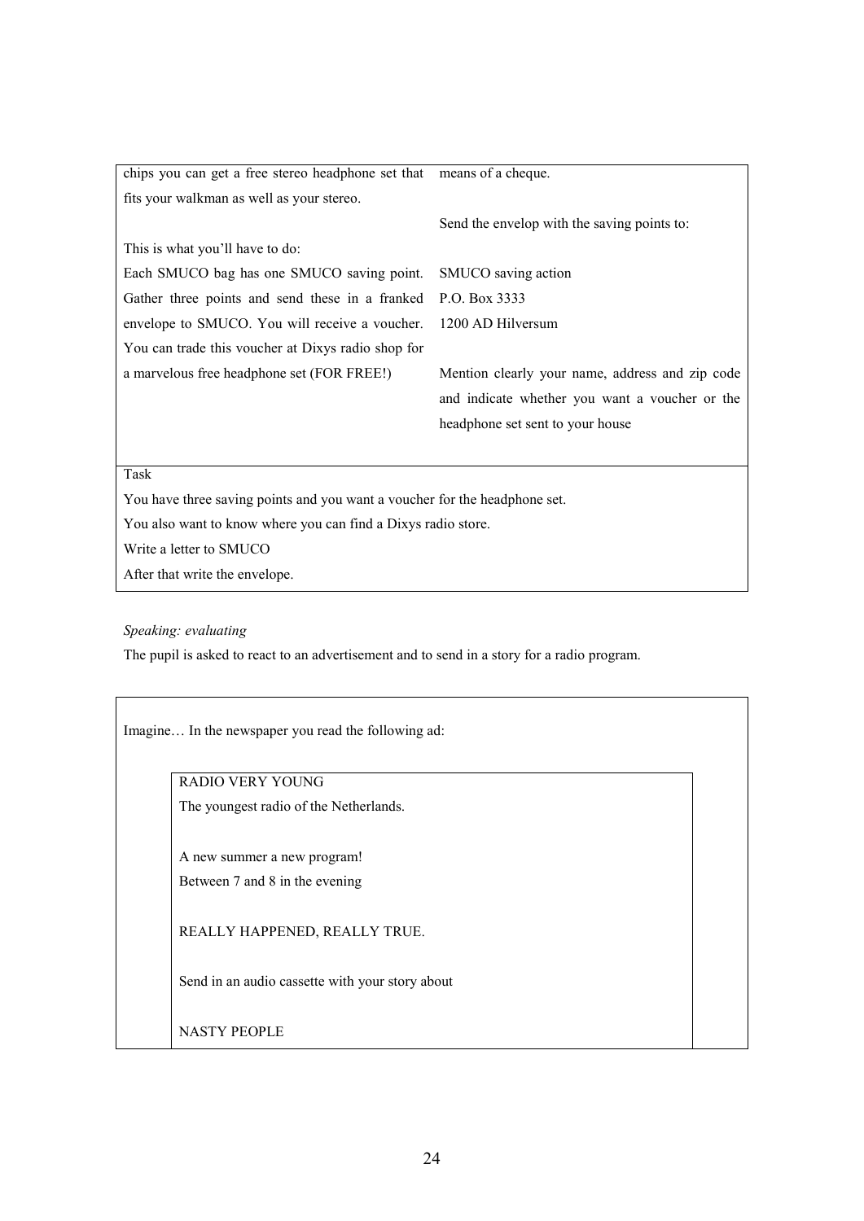| | |
|---|---|
| chips you can get a free stereo headphone set that fits your walkman as well as your stereo.<br><br>This is what you'll have to do:<br>Each SMUCO bag has one SMUCO saving point. Gather three points and send these in a franked envelope to SMUCO. You will receive a voucher. You can trade this voucher at Dixys radio shop for a marvelous free headphone set (FOR FREE!) | means of a cheque.<br><br>Send the envelop with the saving points to:<br><br>SMUCO saving action<br>P.O. Box 3333<br>1200 AD Hilversum<br><br>Mention clearly your name, address and zip code and indicate whether you want a voucher or the headphone set sent to your house |
| Task<br>You have three saving points and you want a voucher for the headphone set.<br>You also want to know where you can find a Dixys radio store.<br>Write a letter to SMUCO<br>After that write the envelope. | |

*Speaking: evaluating*

The pupil is asked to react to an advertisement and to send in a story for a radio program.

> Imagine… In the newspaper you read the following ad:
>
> > RADIO VERY YOUNG
> > The youngest radio of the Netherlands.
> >
> > A new summer a new program!
> > Between 7 and 8 in the evening
> >
> > REALLY HAPPENED, REALLY TRUE.
> >
> > Send in an audio cassette with your story about
> >
> > NASTY PEOPLE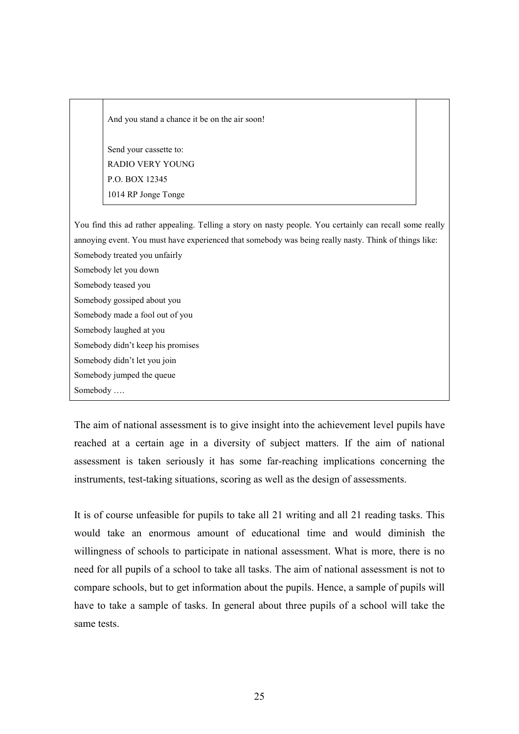> And you stand a chance it be on the air soon!
>
> Send your cassette to:
> RADIO VERY YOUNG
> P.O. BOX 12345
> 1014 RP Jonge Tonge

You find this ad rather appealing. Telling a story on nasty people. You certainly can recall some really annoying event. You must have experienced that somebody was being really nasty. Think of things like:

Somebody treated you unfairly
Somebody let you down
Somebody teased you
Somebody gossiped about you
Somebody made a fool out of you
Somebody laughed at you
Somebody didn't keep his promises
Somebody didn't let you join
Somebody jumped the queue
Somebody ….

The aim of national assessment is to give insight into the achievement level pupils have reached at a certain age in a diversity of subject matters. If the aim of national assessment is taken seriously it has some far-reaching implications concerning the instruments, test-taking situations, scoring as well as the design of assessments.

It is of course unfeasible for pupils to take all 21 writing and all 21 reading tasks. This would take an enormous amount of educational time and would diminish the willingness of schools to participate in national assessment. What is more, there is no need for all pupils of a school to take all tasks. The aim of national assessment is not to compare schools, but to get information about the pupils. Hence, a sample of pupils will have to take a sample of tasks. In general about three pupils of a school will take the same tests.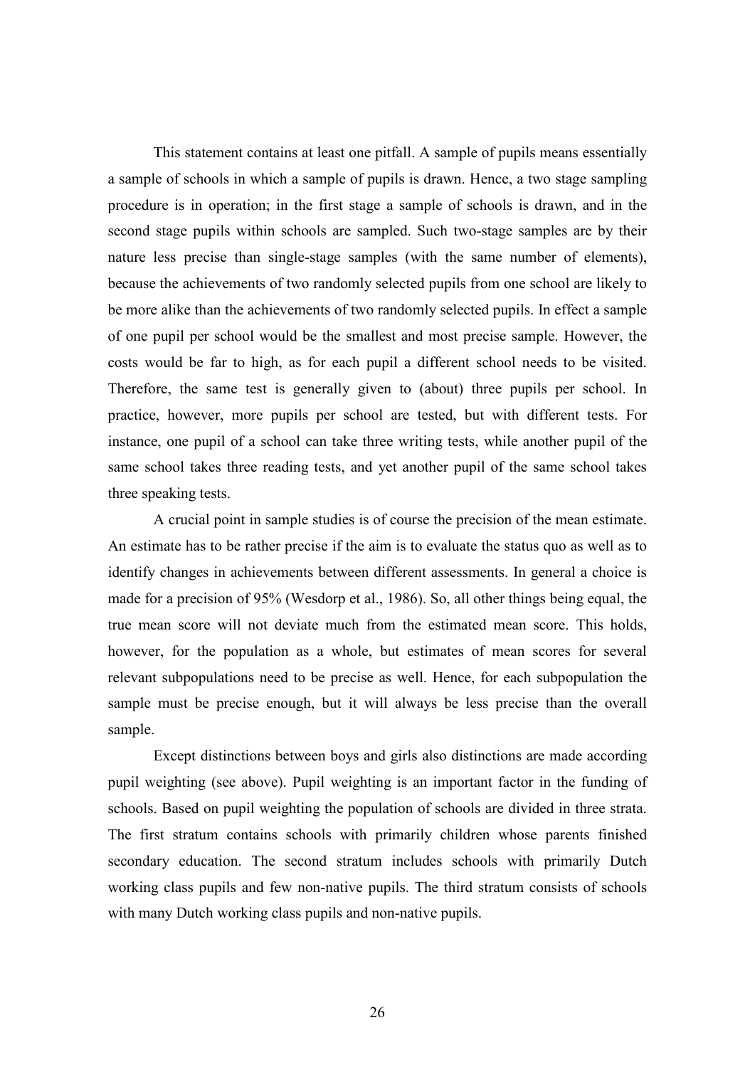This statement contains at least one pitfall. A sample of pupils means essentially a sample of schools in which a sample of pupils is drawn. Hence, a two stage sampling procedure is in operation; in the first stage a sample of schools is drawn, and in the second stage pupils within schools are sampled. Such two-stage samples are by their nature less precise than single-stage samples (with the same number of elements), because the achievements of two randomly selected pupils from one school are likely to be more alike than the achievements of two randomly selected pupils. In effect a sample of one pupil per school would be the smallest and most precise sample. However, the costs would be far to high, as for each pupil a different school needs to be visited. Therefore, the same test is generally given to (about) three pupils per school. In practice, however, more pupils per school are tested, but with different tests. For instance, one pupil of a school can take three writing tests, while another pupil of the same school takes three reading tests, and yet another pupil of the same school takes three speaking tests.

A crucial point in sample studies is of course the precision of the mean estimate. An estimate has to be rather precise if the aim is to evaluate the status quo as well as to identify changes in achievements between different assessments. In general a choice is made for a precision of 95% (Wesdorp et al., 1986). So, all other things being equal, the true mean score will not deviate much from the estimated mean score. This holds, however, for the population as a whole, but estimates of mean scores for several relevant subpopulations need to be precise as well. Hence, for each subpopulation the sample must be precise enough, but it will always be less precise than the overall sample.

Except distinctions between boys and girls also distinctions are made according pupil weighting (see above). Pupil weighting is an important factor in the funding of schools. Based on pupil weighting the population of schools are divided in three strata. The first stratum contains schools with primarily children whose parents finished secondary education. The second stratum includes schools with primarily Dutch working class pupils and few non-native pupils. The third stratum consists of schools with many Dutch working class pupils and non-native pupils.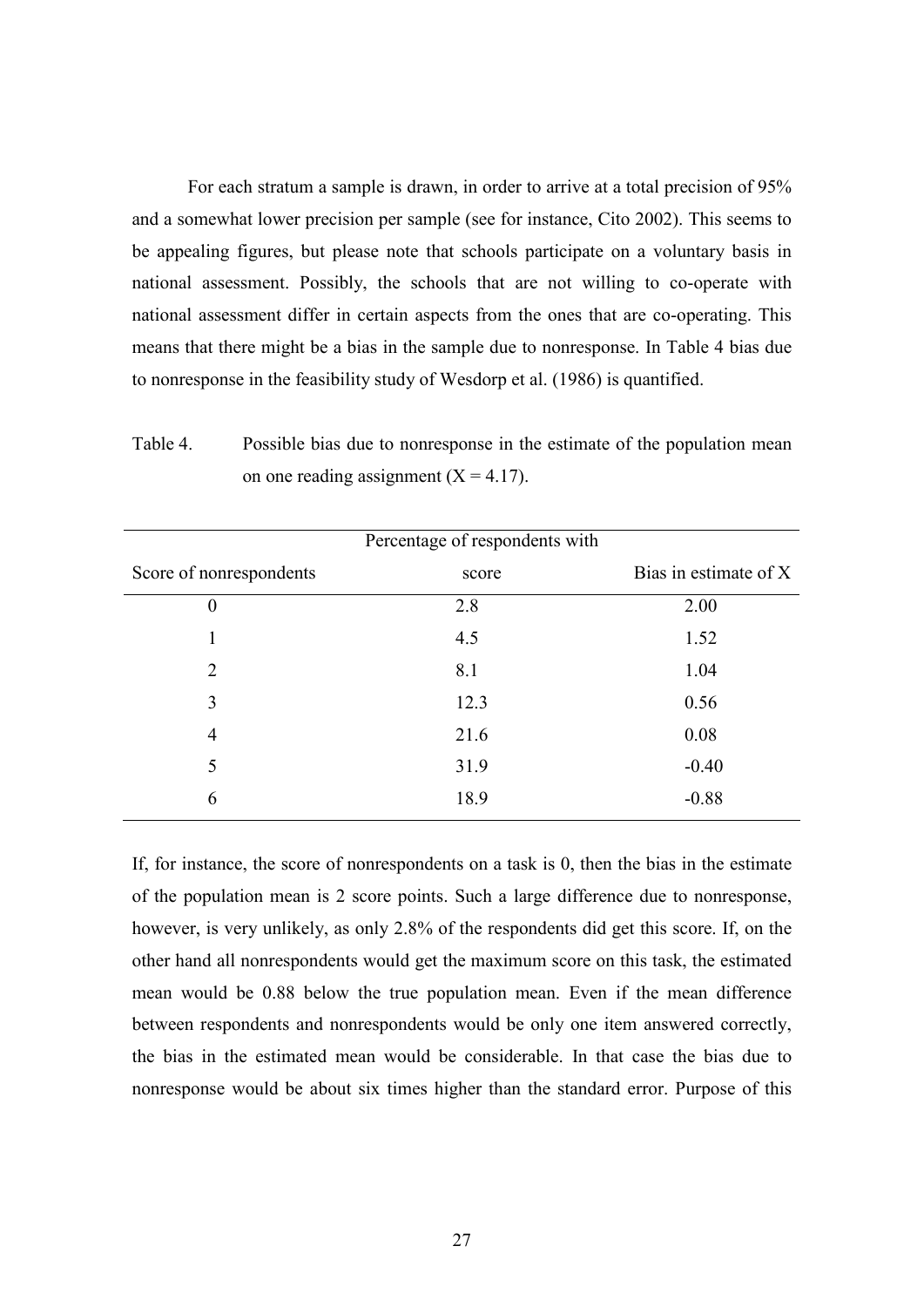For each stratum a sample is drawn, in order to arrive at a total precision of 95% and a somewhat lower precision per sample (see for instance, Cito 2002). This seems to be appealing figures, but please note that schools participate on a voluntary basis in national assessment. Possibly, the schools that are not willing to co-operate with national assessment differ in certain aspects from the ones that are co-operating. This means that there might be a bias in the sample due to nonresponse. In Table 4 bias due to nonresponse in the feasibility study of Wesdorp et al. (1986) is quantified.

Table 4. Possible bias due to nonresponse in the estimate of the population mean on one reading assignment ($X = 4.17$).

| Score of nonrespondents | Percentage of respondents with score | Bias in estimate of X |
|---|---|---|
| 0 | 2.8 | 2.00 |
| 1 | 4.5 | 1.52 |
| 2 | 8.1 | 1.04 |
| 3 | 12.3 | 0.56 |
| 4 | 21.6 | 0.08 |
| 5 | 31.9 | -0.40 |
| 6 | 18.9 | -0.88 |

If, for instance, the score of nonrespondents on a task is 0, then the bias in the estimate of the population mean is 2 score points. Such a large difference due to nonresponse, however, is very unlikely, as only 2.8% of the respondents did get this score. If, on the other hand all nonrespondents would get the maximum score on this task, the estimated mean would be 0.88 below the true population mean. Even if the mean difference between respondents and nonrespondents would be only one item answered correctly, the bias in the estimated mean would be considerable. In that case the bias due to nonresponse would be about six times higher than the standard error. Purpose of this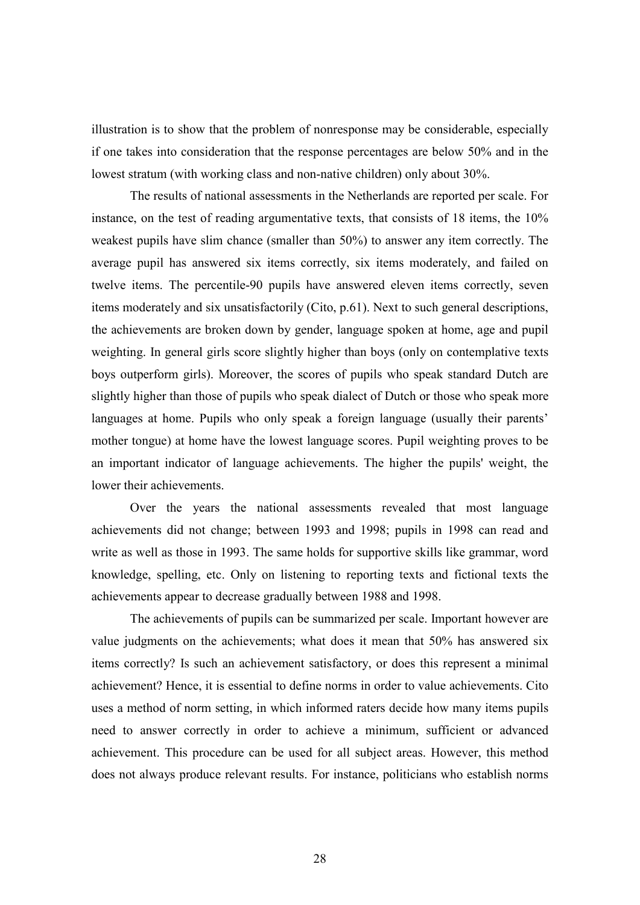illustration is to show that the problem of nonresponse may be considerable, especially if one takes into consideration that the response percentages are below 50% and in the lowest stratum (with working class and non-native children) only about 30%.

The results of national assessments in the Netherlands are reported per scale. For instance, on the test of reading argumentative texts, that consists of 18 items, the 10% weakest pupils have slim chance (smaller than 50%) to answer any item correctly. The average pupil has answered six items correctly, six items moderately, and failed on twelve items. The percentile-90 pupils have answered eleven items correctly, seven items moderately and six unsatisfactorily (Cito, p.61). Next to such general descriptions, the achievements are broken down by gender, language spoken at home, age and pupil weighting. In general girls score slightly higher than boys (only on contemplative texts boys outperform girls). Moreover, the scores of pupils who speak standard Dutch are slightly higher than those of pupils who speak dialect of Dutch or those who speak more languages at home. Pupils who only speak a foreign language (usually their parents' mother tongue) at home have the lowest language scores. Pupil weighting proves to be an important indicator of language achievements. The higher the pupils' weight, the lower their achievements.

Over the years the national assessments revealed that most language achievements did not change; between 1993 and 1998; pupils in 1998 can read and write as well as those in 1993. The same holds for supportive skills like grammar, word knowledge, spelling, etc. Only on listening to reporting texts and fictional texts the achievements appear to decrease gradually between 1988 and 1998.

The achievements of pupils can be summarized per scale. Important however are value judgments on the achievements; what does it mean that 50% has answered six items correctly? Is such an achievement satisfactory, or does this represent a minimal achievement? Hence, it is essential to define norms in order to value achievements. Cito uses a method of norm setting, in which informed raters decide how many items pupils need to answer correctly in order to achieve a minimum, sufficient or advanced achievement. This procedure can be used for all subject areas. However, this method does not always produce relevant results. For instance, politicians who establish norms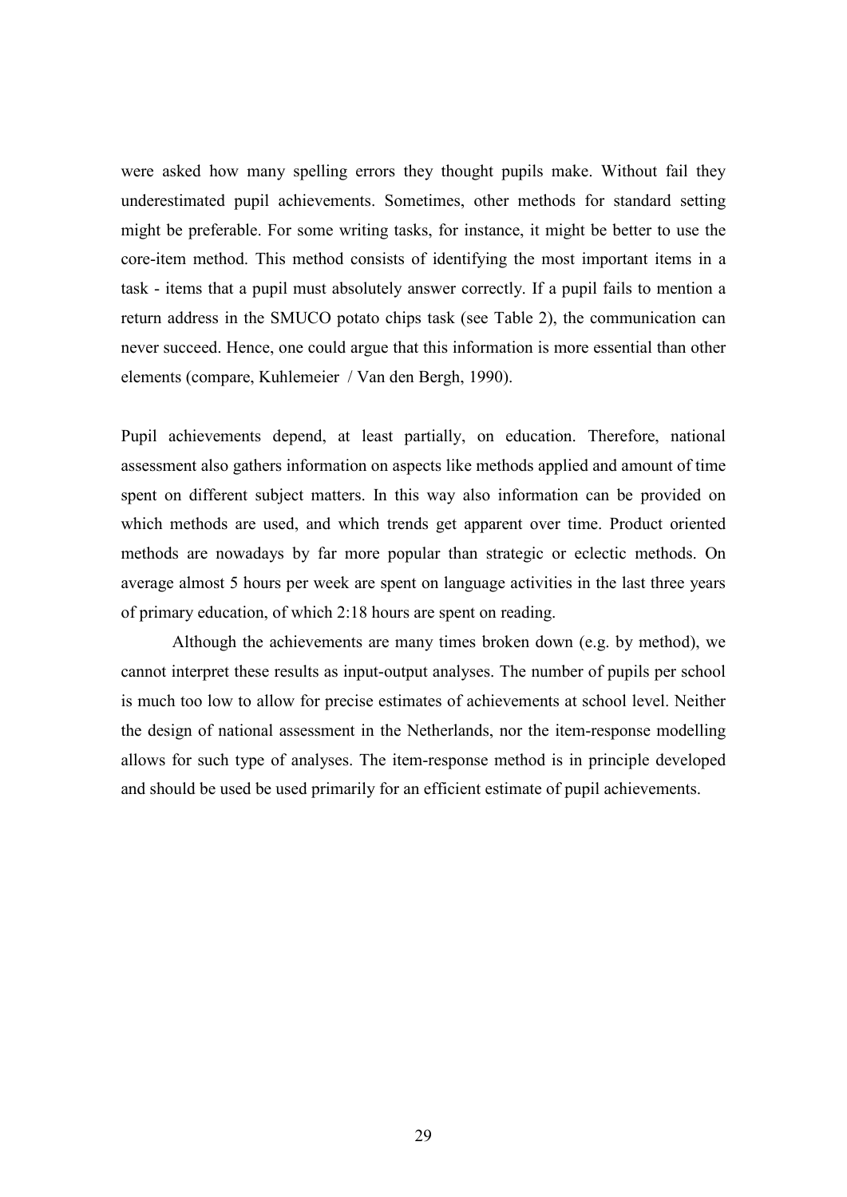were asked how many spelling errors they thought pupils make. Without fail they underestimated pupil achievements. Sometimes, other methods for standard setting might be preferable. For some writing tasks, for instance, it might be better to use the core-item method. This method consists of identifying the most important items in a task - items that a pupil must absolutely answer correctly. If a pupil fails to mention a return address in the SMUCO potato chips task (see Table 2), the communication can never succeed. Hence, one could argue that this information is more essential than other elements (compare, Kuhlemeier / Van den Bergh, 1990).

Pupil achievements depend, at least partially, on education. Therefore, national assessment also gathers information on aspects like methods applied and amount of time spent on different subject matters. In this way also information can be provided on which methods are used, and which trends get apparent over time. Product oriented methods are nowadays by far more popular than strategic or eclectic methods. On average almost 5 hours per week are spent on language activities in the last three years of primary education, of which 2:18 hours are spent on reading.

Although the achievements are many times broken down (e.g. by method), we cannot interpret these results as input-output analyses. The number of pupils per school is much too low to allow for precise estimates of achievements at school level. Neither the design of national assessment in the Netherlands, nor the item-response modelling allows for such type of analyses. The item-response method is in principle developed and should be used be used primarily for an efficient estimate of pupil achievements.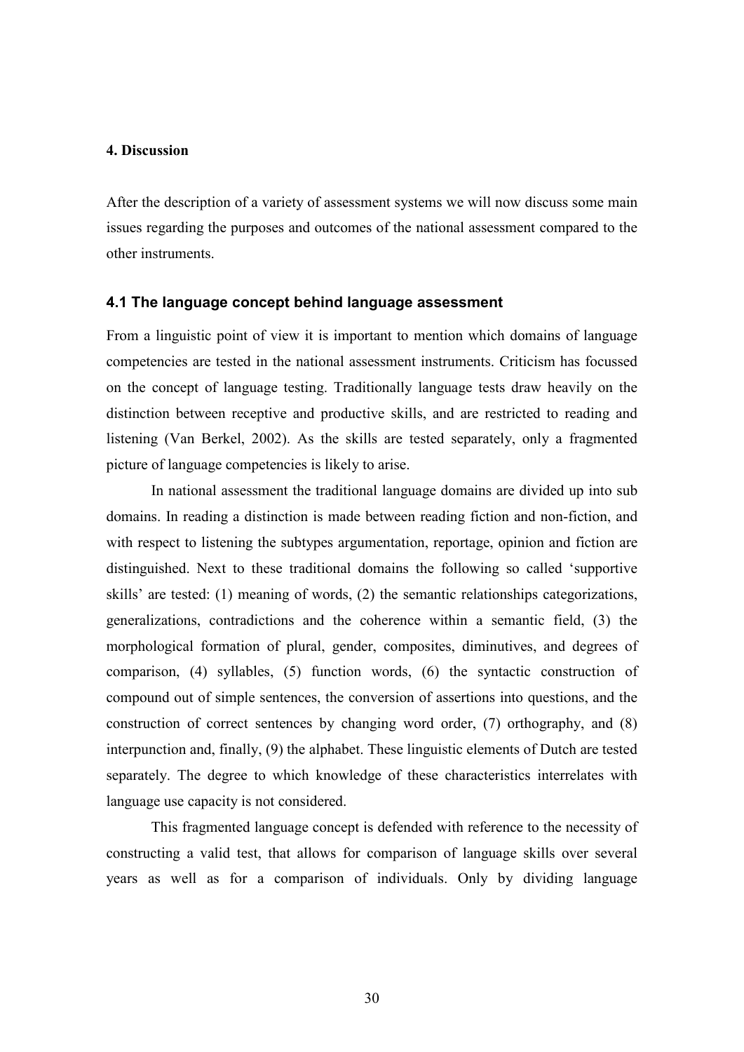## 4. Discussion

After the description of a variety of assessment systems we will now discuss some main issues regarding the purposes and outcomes of the national assessment compared to the other instruments.

### 4.1 The language concept behind language assessment

From a linguistic point of view it is important to mention which domains of language competencies are tested in the national assessment instruments. Criticism has focussed on the concept of language testing. Traditionally language tests draw heavily on the distinction between receptive and productive skills, and are restricted to reading and listening (Van Berkel, 2002). As the skills are tested separately, only a fragmented picture of language competencies is likely to arise.

In national assessment the traditional language domains are divided up into sub domains. In reading a distinction is made between reading fiction and non-fiction, and with respect to listening the subtypes argumentation, reportage, opinion and fiction are distinguished. Next to these traditional domains the following so called 'supportive skills' are tested: (1) meaning of words, (2) the semantic relationships categorizations, generalizations, contradictions and the coherence within a semantic field, (3) the morphological formation of plural, gender, composites, diminutives, and degrees of comparison, (4) syllables, (5) function words, (6) the syntactic construction of compound out of simple sentences, the conversion of assertions into questions, and the construction of correct sentences by changing word order, (7) orthography, and (8) interpunction and, finally, (9) the alphabet. These linguistic elements of Dutch are tested separately. The degree to which knowledge of these characteristics interrelates with language use capacity is not considered.

This fragmented language concept is defended with reference to the necessity of constructing a valid test, that allows for comparison of language skills over several years as well as for a comparison of individuals. Only by dividing language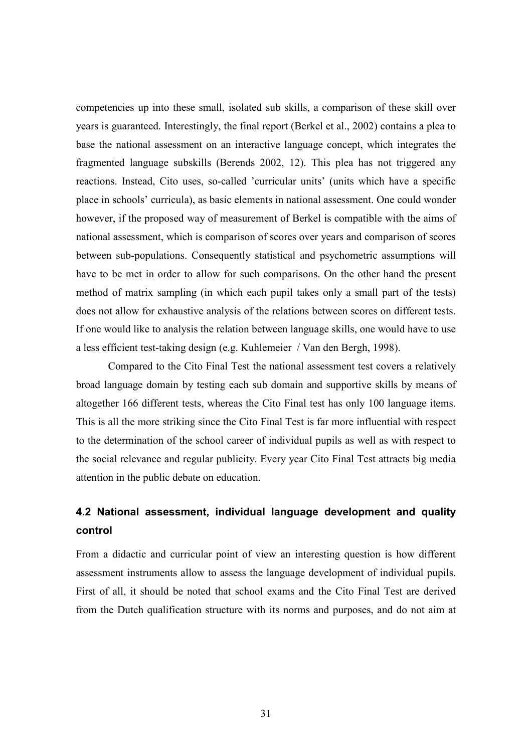competencies up into these small, isolated sub skills, a comparison of these skill over years is guaranteed. Interestingly, the final report (Berkel et al., 2002) contains a plea to base the national assessment on an interactive language concept, which integrates the fragmented language subskills (Berends 2002, 12). This plea has not triggered any reactions. Instead, Cito uses, so-called 'curricular units' (units which have a specific place in schools' curricula), as basic elements in national assessment. One could wonder however, if the proposed way of measurement of Berkel is compatible with the aims of national assessment, which is comparison of scores over years and comparison of scores between sub-populations. Consequently statistical and psychometric assumptions will have to be met in order to allow for such comparisons. On the other hand the present method of matrix sampling (in which each pupil takes only a small part of the tests) does not allow for exhaustive analysis of the relations between scores on different tests. If one would like to analysis the relation between language skills, one would have to use a less efficient test-taking design (e.g. Kuhlemeier / Van den Bergh, 1998).

Compared to the Cito Final Test the national assessment test covers a relatively broad language domain by testing each sub domain and supportive skills by means of altogether 166 different tests, whereas the Cito Final test has only 100 language items. This is all the more striking since the Cito Final Test is far more influential with respect to the determination of the school career of individual pupils as well as with respect to the social relevance and regular publicity. Every year Cito Final Test attracts big media attention in the public debate on education.

### 4.2 National assessment, individual language development and quality control

From a didactic and curricular point of view an interesting question is how different assessment instruments allow to assess the language development of individual pupils. First of all, it should be noted that school exams and the Cito Final Test are derived from the Dutch qualification structure with its norms and purposes, and do not aim at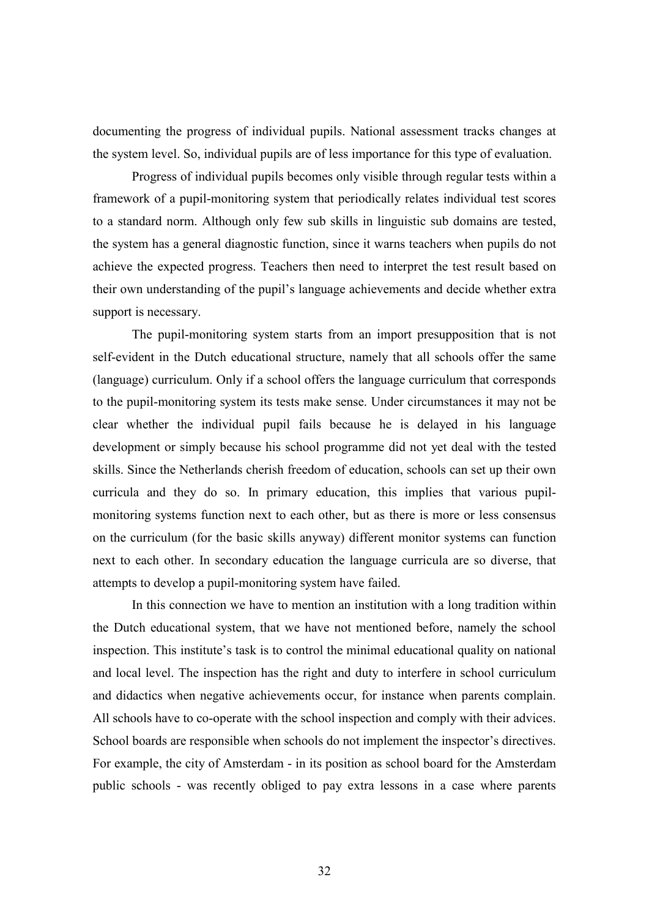documenting the progress of individual pupils. National assessment tracks changes at the system level. So, individual pupils are of less importance for this type of evaluation.

Progress of individual pupils becomes only visible through regular tests within a framework of a pupil-monitoring system that periodically relates individual test scores to a standard norm. Although only few sub skills in linguistic sub domains are tested, the system has a general diagnostic function, since it warns teachers when pupils do not achieve the expected progress. Teachers then need to interpret the test result based on their own understanding of the pupil's language achievements and decide whether extra support is necessary.

The pupil-monitoring system starts from an import presupposition that is not self-evident in the Dutch educational structure, namely that all schools offer the same (language) curriculum. Only if a school offers the language curriculum that corresponds to the pupil-monitoring system its tests make sense. Under circumstances it may not be clear whether the individual pupil fails because he is delayed in his language development or simply because his school programme did not yet deal with the tested skills. Since the Netherlands cherish freedom of education, schools can set up their own curricula and they do so. In primary education, this implies that various pupil-monitoring systems function next to each other, but as there is more or less consensus on the curriculum (for the basic skills anyway) different monitor systems can function next to each other. In secondary education the language curricula are so diverse, that attempts to develop a pupil-monitoring system have failed.

In this connection we have to mention an institution with a long tradition within the Dutch educational system, that we have not mentioned before, namely the school inspection. This institute's task is to control the minimal educational quality on national and local level. The inspection has the right and duty to interfere in school curriculum and didactics when negative achievements occur, for instance when parents complain. All schools have to co-operate with the school inspection and comply with their advices. School boards are responsible when schools do not implement the inspector's directives. For example, the city of Amsterdam - in its position as school board for the Amsterdam public schools - was recently obliged to pay extra lessons in a case where parents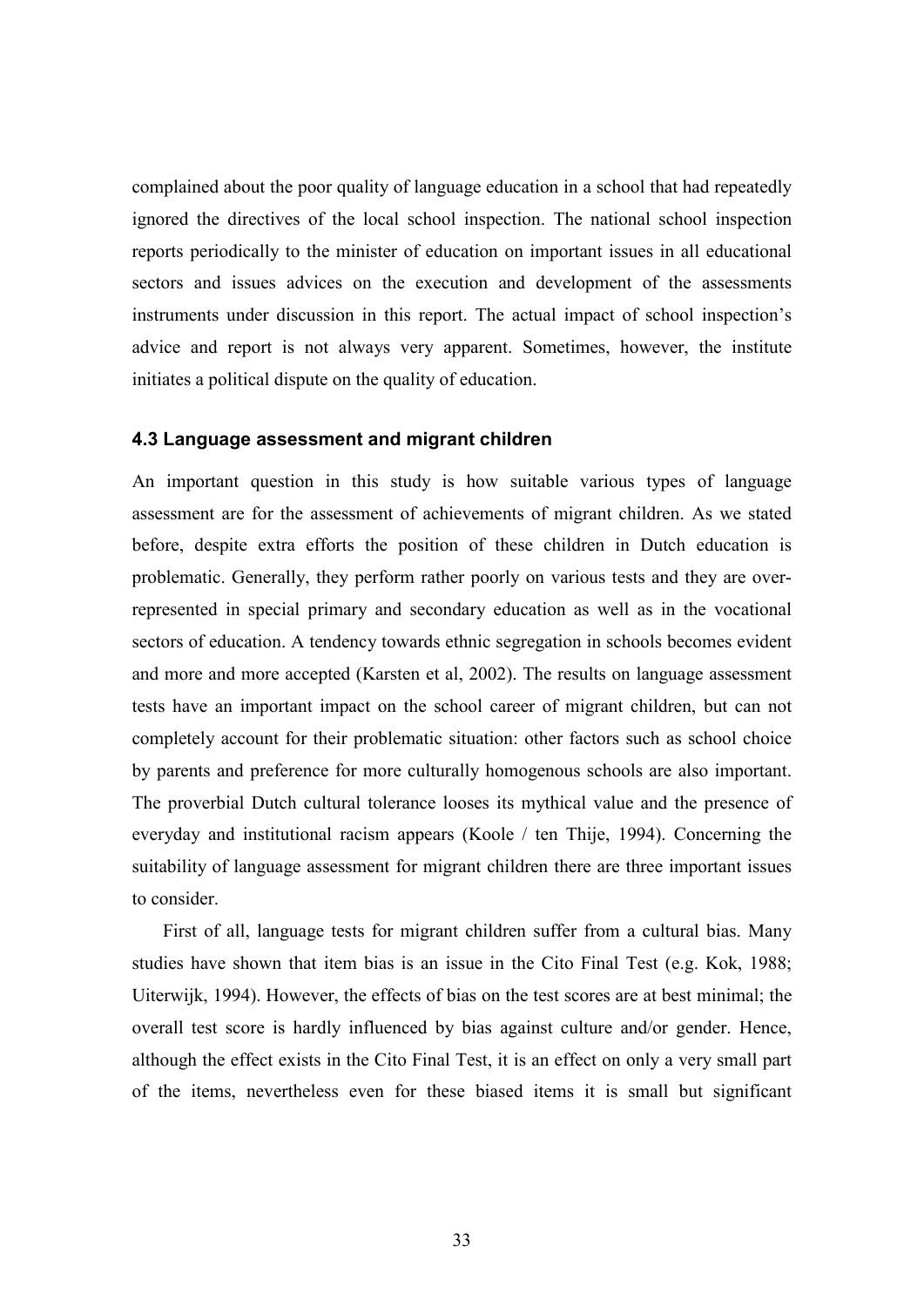complained about the poor quality of language education in a school that had repeatedly ignored the directives of the local school inspection. The national school inspection reports periodically to the minister of education on important issues in all educational sectors and issues advices on the execution and development of the assessments instruments under discussion in this report. The actual impact of school inspection's advice and report is not always very apparent. Sometimes, however, the institute initiates a political dispute on the quality of education.

### 4.3 Language assessment and migrant children

An important question in this study is how suitable various types of language assessment are for the assessment of achievements of migrant children. As we stated before, despite extra efforts the position of these children in Dutch education is problematic. Generally, they perform rather poorly on various tests and they are over-represented in special primary and secondary education as well as in the vocational sectors of education. A tendency towards ethnic segregation in schools becomes evident and more and more accepted (Karsten et al, 2002). The results on language assessment tests have an important impact on the school career of migrant children, but can not completely account for their problematic situation: other factors such as school choice by parents and preference for more culturally homogenous schools are also important. The proverbial Dutch cultural tolerance looses its mythical value and the presence of everyday and institutional racism appears (Koole / ten Thije, 1994). Concerning the suitability of language assessment for migrant children there are three important issues to consider.

First of all, language tests for migrant children suffer from a cultural bias. Many studies have shown that item bias is an issue in the Cito Final Test (e.g. Kok, 1988; Uiterwijk, 1994). However, the effects of bias on the test scores are at best minimal; the overall test score is hardly influenced by bias against culture and/or gender. Hence, although the effect exists in the Cito Final Test, it is an effect on only a very small part of the items, nevertheless even for these biased items it is small but significant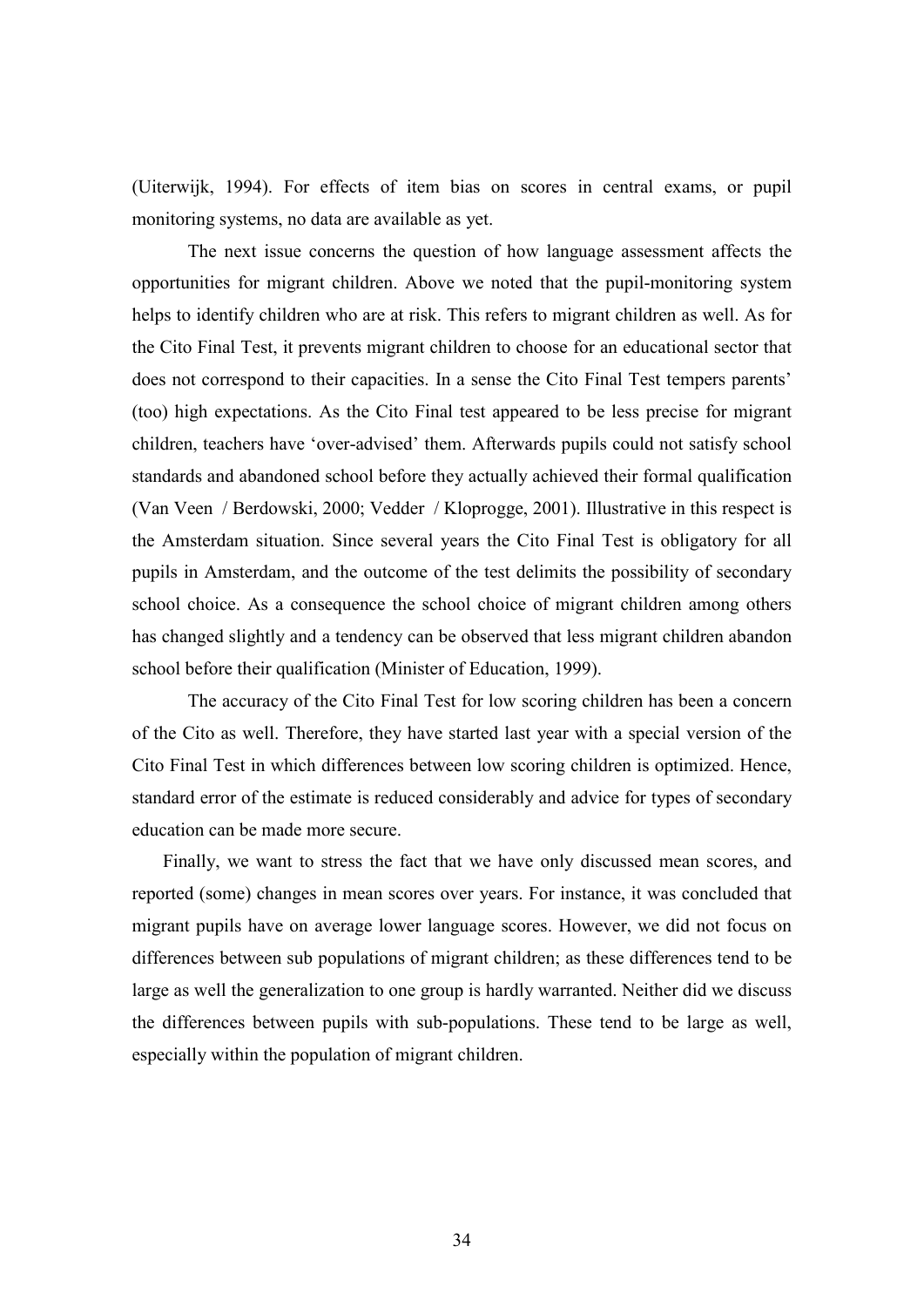(Uiterwijk, 1994). For effects of item bias on scores in central exams, or pupil monitoring systems, no data are available as yet.

The next issue concerns the question of how language assessment affects the opportunities for migrant children. Above we noted that the pupil-monitoring system helps to identify children who are at risk. This refers to migrant children as well. As for the Cito Final Test, it prevents migrant children to choose for an educational sector that does not correspond to their capacities. In a sense the Cito Final Test tempers parents' (too) high expectations. As the Cito Final test appeared to be less precise for migrant children, teachers have 'over-advised' them. Afterwards pupils could not satisfy school standards and abandoned school before they actually achieved their formal qualification (Van Veen / Berdowski, 2000; Vedder / Kloprogge, 2001). Illustrative in this respect is the Amsterdam situation. Since several years the Cito Final Test is obligatory for all pupils in Amsterdam, and the outcome of the test delimits the possibility of secondary school choice. As a consequence the school choice of migrant children among others has changed slightly and a tendency can be observed that less migrant children abandon school before their qualification (Minister of Education, 1999).

The accuracy of the Cito Final Test for low scoring children has been a concern of the Cito as well. Therefore, they have started last year with a special version of the Cito Final Test in which differences between low scoring children is optimized. Hence, standard error of the estimate is reduced considerably and advice for types of secondary education can be made more secure.

Finally, we want to stress the fact that we have only discussed mean scores, and reported (some) changes in mean scores over years. For instance, it was concluded that migrant pupils have on average lower language scores. However, we did not focus on differences between sub populations of migrant children; as these differences tend to be large as well the generalization to one group is hardly warranted. Neither did we discuss the differences between pupils with sub-populations. These tend to be large as well, especially within the population of migrant children.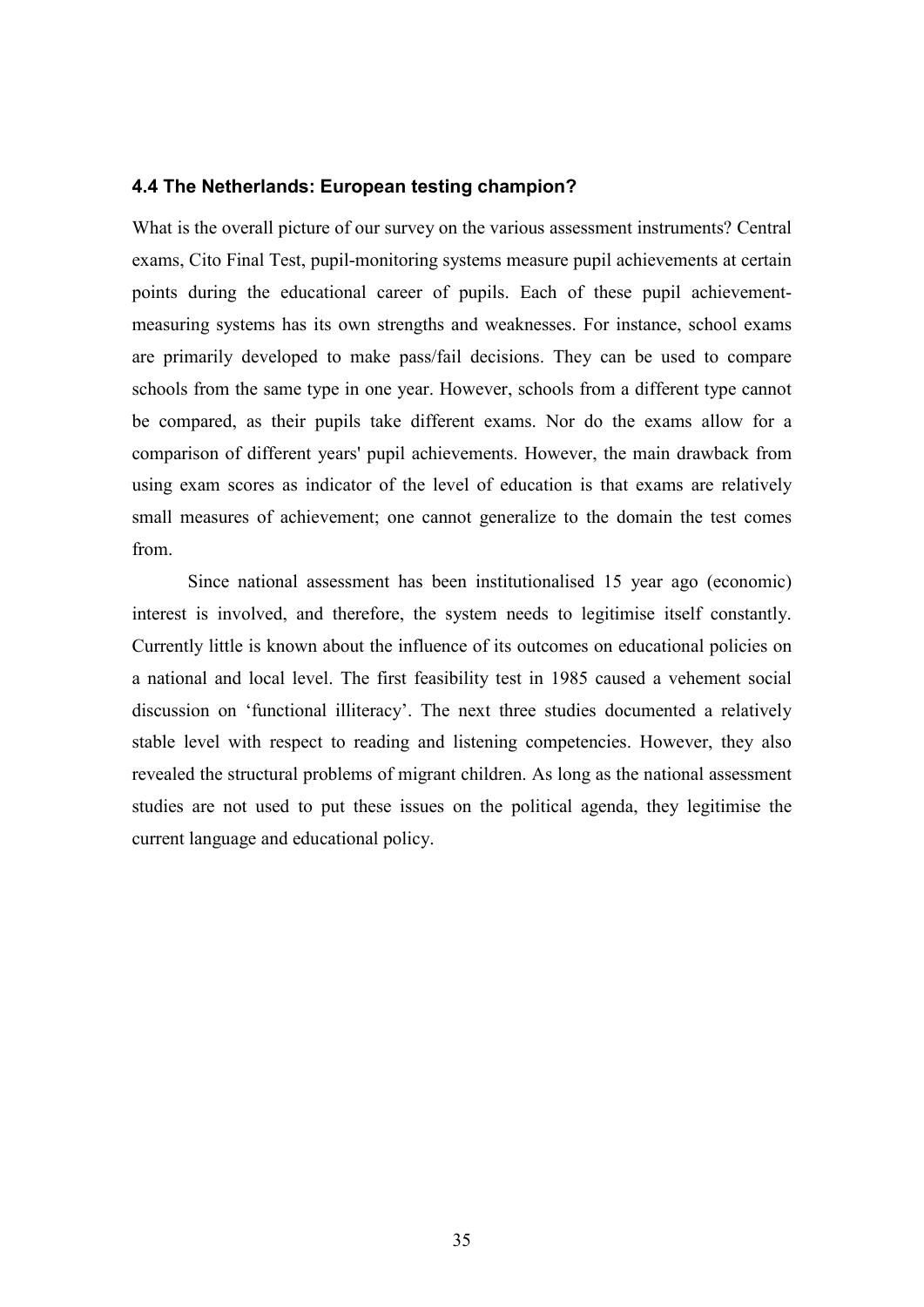### 4.4 The Netherlands: European testing champion?

What is the overall picture of our survey on the various assessment instruments? Central exams, Cito Final Test, pupil-monitoring systems measure pupil achievements at certain points during the educational career of pupils. Each of these pupil achievement-measuring systems has its own strengths and weaknesses. For instance, school exams are primarily developed to make pass/fail decisions. They can be used to compare schools from the same type in one year. However, schools from a different type cannot be compared, as their pupils take different exams. Nor do the exams allow for a comparison of different years' pupil achievements. However, the main drawback from using exam scores as indicator of the level of education is that exams are relatively small measures of achievement; one cannot generalize to the domain the test comes from.

Since national assessment has been institutionalised 15 year ago (economic) interest is involved, and therefore, the system needs to legitimise itself constantly. Currently little is known about the influence of its outcomes on educational policies on a national and local level. The first feasibility test in 1985 caused a vehement social discussion on 'functional illiteracy'. The next three studies documented a relatively stable level with respect to reading and listening competencies. However, they also revealed the structural problems of migrant children. As long as the national assessment studies are not used to put these issues on the political agenda, they legitimise the current language and educational policy.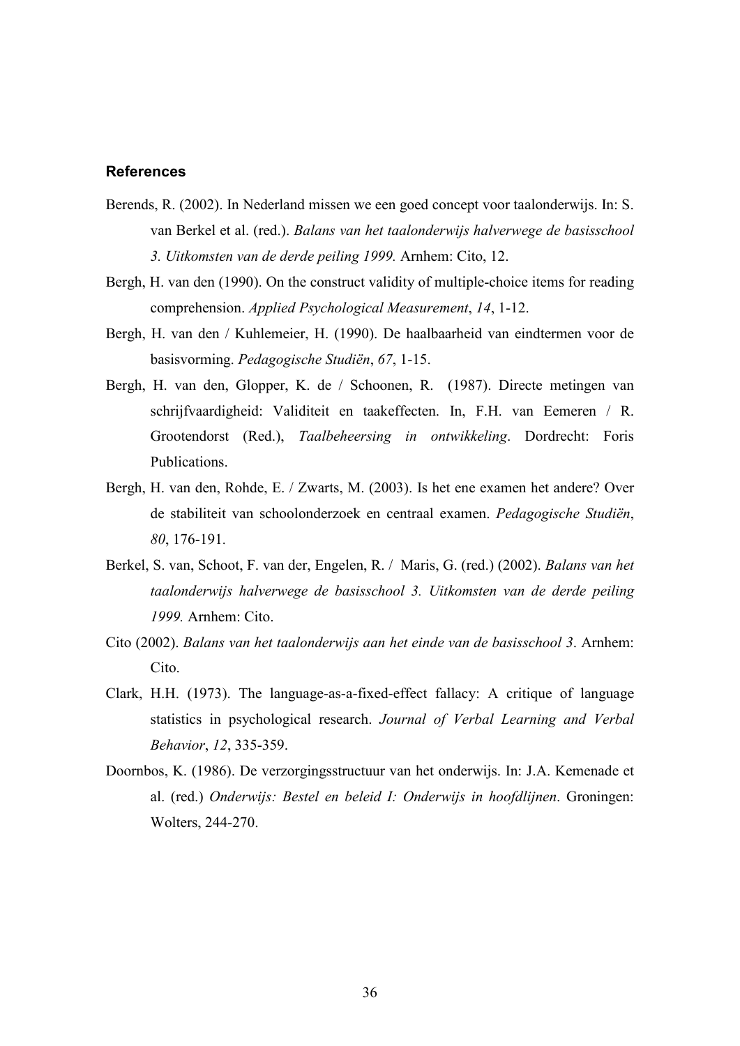### References

Berends, R. (2002). In Nederland missen we een goed concept voor taalonderwijs. In: S. van Berkel et al. (red.). *Balans van het taalonderwijs halverwege de basisschool 3. Uitkomsten van de derde peiling 1999.* Arnhem: Cito, 12.

Bergh, H. van den (1990). On the construct validity of multiple-choice items for reading comprehension. *Applied Psychological Measurement*, *14*, 1-12.

Bergh, H. van den / Kuhlemeier, H. (1990). De haalbaarheid van eindtermen voor de basisvorming. *Pedagogische Studiën*, *67*, 1-15.

Bergh, H. van den, Glopper, K. de / Schoonen, R. (1987). Directe metingen van schrijfvaardigheid: Validiteit en taakeffecten. In, F.H. van Eemeren / R. Grootendorst (Red.), *Taalbeheersing in ontwikkeling*. Dordrecht: Foris Publications.

Bergh, H. van den, Rohde, E. / Zwarts, M. (2003). Is het ene examen het andere? Over de stabiliteit van schoolonderzoek en centraal examen. *Pedagogische Studiën*, *80*, 176-191.

Berkel, S. van, Schoot, F. van der, Engelen, R. / Maris, G. (red.) (2002). *Balans van het taalonderwijs halverwege de basisschool 3. Uitkomsten van de derde peiling 1999.* Arnhem: Cito.

Cito (2002). *Balans van het taalonderwijs aan het einde van de basisschool 3*. Arnhem: Cito.

Clark, H.H. (1973). The language-as-a-fixed-effect fallacy: A critique of language statistics in psychological research. *Journal of Verbal Learning and Verbal Behavior*, *12*, 335-359.

Doornbos, K. (1986). De verzorgingsstructuur van het onderwijs. In: J.A. Kemenade et al. (red.) *Onderwijs: Bestel en beleid I: Onderwijs in hoofdlijnen*. Groningen: Wolters, 244-270.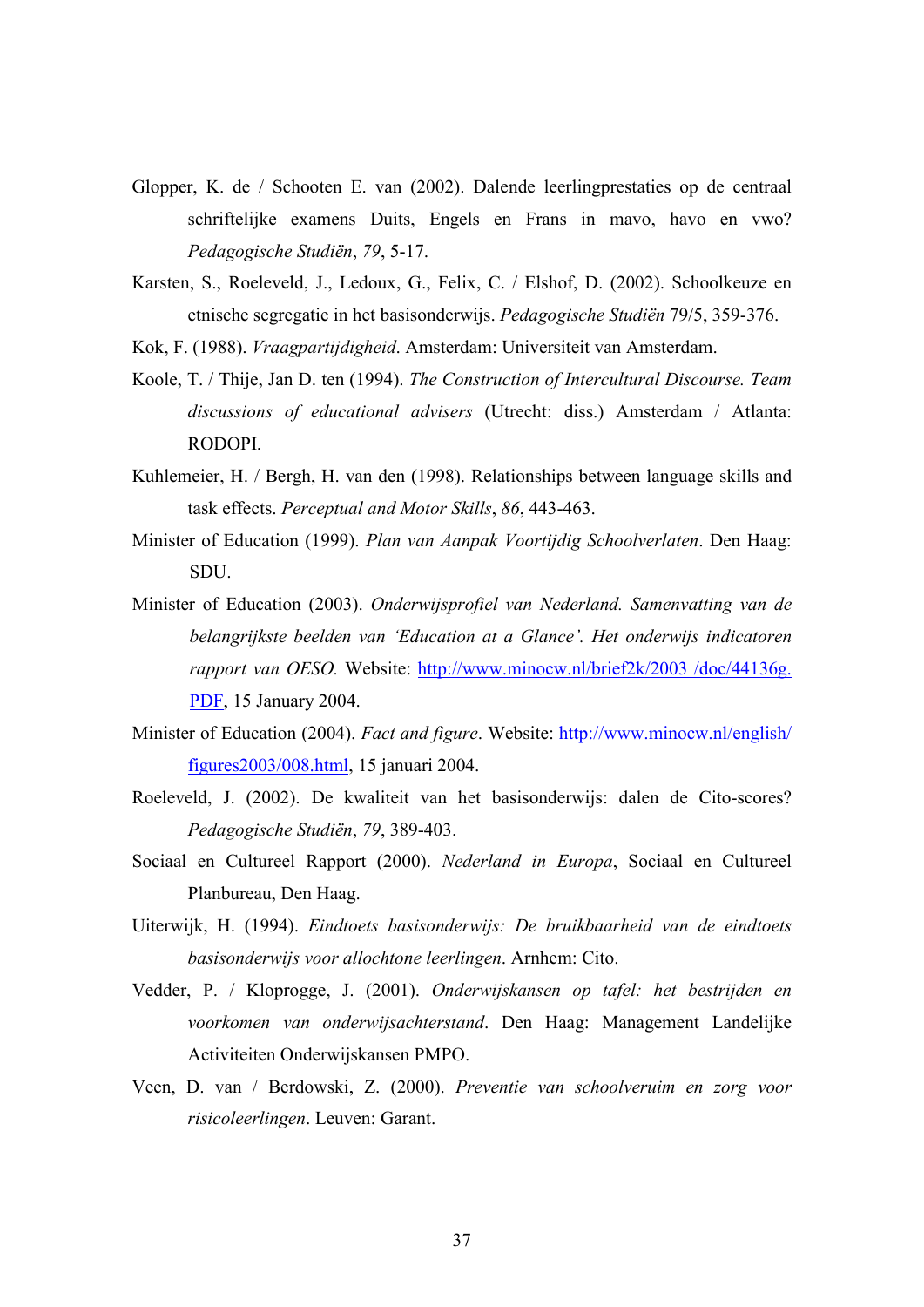Glopper, K. de / Schooten E. van (2002). Dalende leerlingprestaties op de centraal schriftelijke examens Duits, Engels en Frans in mavo, havo en vwo? *Pedagogische Studiën*, *79*, 5-17.

Karsten, S., Roeleveld, J., Ledoux, G., Felix, C. / Elshof, D. (2002). Schoolkeuze en etnische segregatie in het basisonderwijs. *Pedagogische Studiën* 79/5, 359-376.

Kok, F. (1988). *Vraagpartijdigheid*. Amsterdam: Universiteit van Amsterdam.

Koole, T. / Thije, Jan D. ten (1994). *The Construction of Intercultural Discourse. Team discussions of educational advisers* (Utrecht: diss.) Amsterdam / Atlanta: RODOPI.

Kuhlemeier, H. / Bergh, H. van den (1998). Relationships between language skills and task effects. *Perceptual and Motor Skills*, *86*, 443-463.

Minister of Education (1999). *Plan van Aanpak Voortijdig Schoolverlaten*. Den Haag: SDU.

Minister of Education (2003). *Onderwijsprofiel van Nederland. Samenvatting van de belangrijkste beelden van 'Education at a Glance'. Het onderwijs indicatoren rapport van OESO.* Website: http://www.minocw.nl/brief2k/2003 /doc/44136g.PDF, 15 January 2004.

Minister of Education (2004). *Fact and figure*. Website: http://www.minocw.nl/english/figures2003/008.html, 15 januari 2004.

Roeleveld, J. (2002). De kwaliteit van het basisonderwijs: dalen de Cito-scores? *Pedagogische Studiën*, *79*, 389-403.

Sociaal en Cultureel Rapport (2000). *Nederland in Europa*, Sociaal en Cultureel Planbureau, Den Haag.

Uiterwijk, H. (1994). *Eindtoets basisonderwijs: De bruikbaarheid van de eindtoets basisonderwijs voor allochtone leerlingen*. Arnhem: Cito.

Vedder, P. / Kloprogge, J. (2001). *Onderwijskansen op tafel: het bestrijden en voorkomen van onderwijsachterstand*. Den Haag: Management Landelijke Activiteiten Onderwijskansen PMPO.

Veen, D. van / Berdowski, Z. (2000). *Preventie van schoolveruim en zorg voor risicoleerlingen*. Leuven: Garant.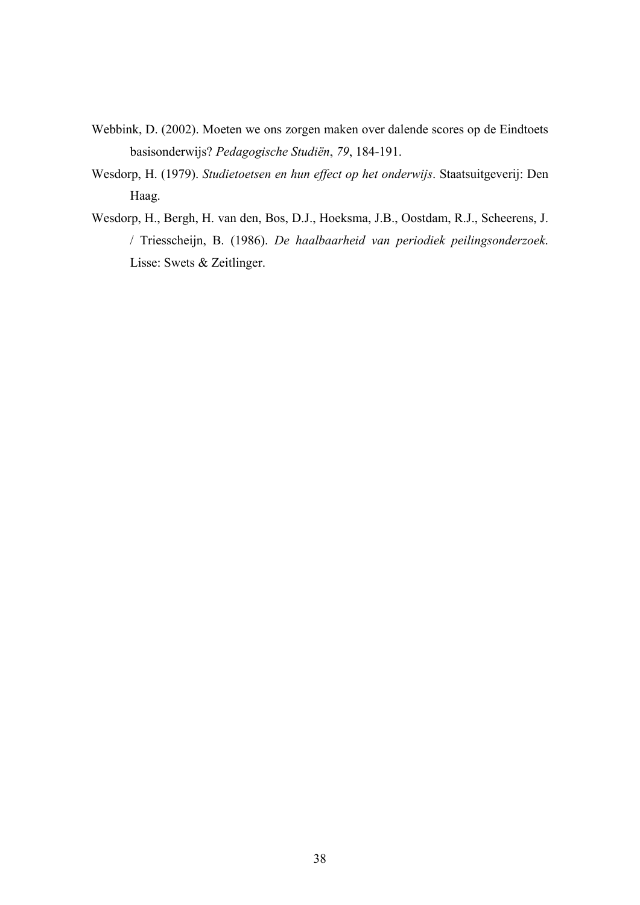Webbink, D. (2002). Moeten we ons zorgen maken over dalende scores op de Eindtoets basisonderwijs? *Pedagogische Studiën*, *79*, 184-191.

Wesdorp, H. (1979). *Studietoetsen en hun effect op het onderwijs*. Staatsuitgeverij: Den Haag.

Wesdorp, H., Bergh, H. van den, Bos, D.J., Hoeksma, J.B., Oostdam, R.J., Scheerens, J. / Triesscheijn, B. (1986). *De haalbaarheid van periodiek peilingsonderzoek*. Lisse: Swets & Zeitlinger.